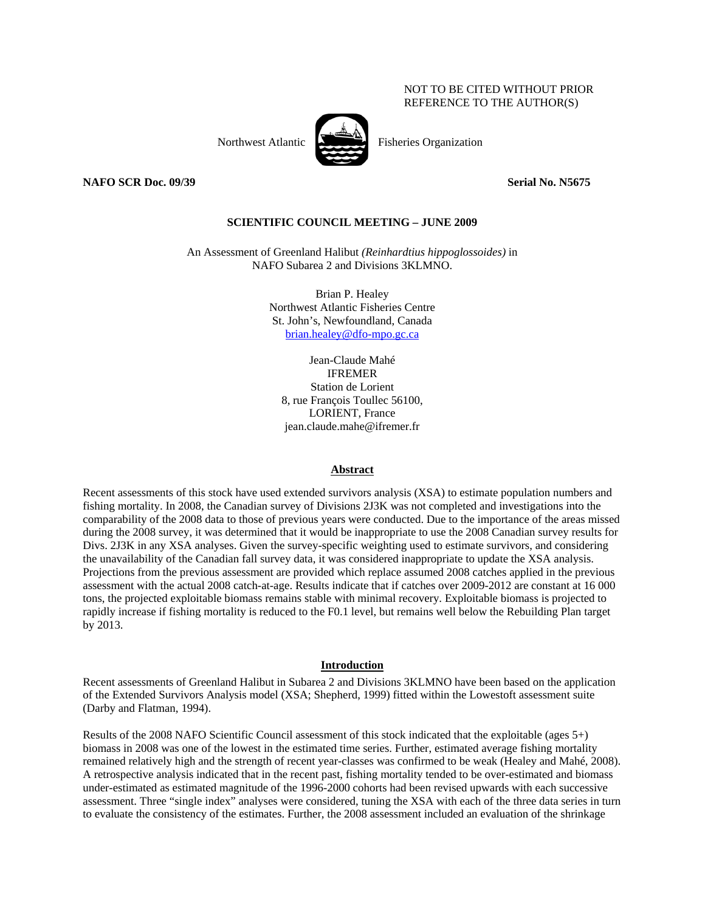NOT TO BE CITED WITHOUT PRIOR
REFERENCE TO THE AUTHOR(S)

Northwest Atlantic Fisheries Organization

**NAFO SCR Doc. 09/39** **Serial No. N5675**

**SCIENTIFIC COUNCIL MEETING – JUNE 2009**

An Assessment of Greenland Halibut *(Reinhardtius hippoglossoides)* in
NAFO Subarea 2 and Divisions 3KLMNO.

Brian P. Healey
Northwest Atlantic Fisheries Centre
St. John's, Newfoundland, Canada
brian.healey@dfo-mpo.gc.ca

Jean-Claude Mahé
IFREMER
Station de Lorient
8, rue François Toullec 56100,
LORIENT, France
jean.claude.mahe@ifremer.fr

## Abstract

Recent assessments of this stock have used extended survivors analysis (XSA) to estimate population numbers and fishing mortality. In 2008, the Canadian survey of Divisions 2J3K was not completed and investigations into the comparability of the 2008 data to those of previous years were conducted. Due to the importance of the areas missed during the 2008 survey, it was determined that it would be inappropriate to use the 2008 Canadian survey results for Divs. 2J3K in any XSA analyses. Given the survey-specific weighting used to estimate survivors, and considering the unavailability of the Canadian fall survey data, it was considered inappropriate to update the XSA analysis. Projections from the previous assessment are provided which replace assumed 2008 catches applied in the previous assessment with the actual 2008 catch-at-age. Results indicate that if catches over 2009-2012 are constant at 16 000 tons, the projected exploitable biomass remains stable with minimal recovery. Exploitable biomass is projected to rapidly increase if fishing mortality is reduced to the F0.1 level, but remains well below the Rebuilding Plan target by 2013.

## Introduction

Recent assessments of Greenland Halibut in Subarea 2 and Divisions 3KLMNO have been based on the application of the Extended Survivors Analysis model (XSA; Shepherd, 1999) fitted within the Lowestoft assessment suite (Darby and Flatman, 1994).

Results of the 2008 NAFO Scientific Council assessment of this stock indicated that the exploitable (ages 5+) biomass in 2008 was one of the lowest in the estimated time series. Further, estimated average fishing mortality remained relatively high and the strength of recent year-classes was confirmed to be weak (Healey and Mahé, 2008). A retrospective analysis indicated that in the recent past, fishing mortality tended to be over-estimated and biomass under-estimated as estimated magnitude of the 1996-2000 cohorts had been revised upwards with each successive assessment. Three "single index" analyses were considered, tuning the XSA with each of the three data series in turn to evaluate the consistency of the estimates. Further, the 2008 assessment included an evaluation of the shrinkage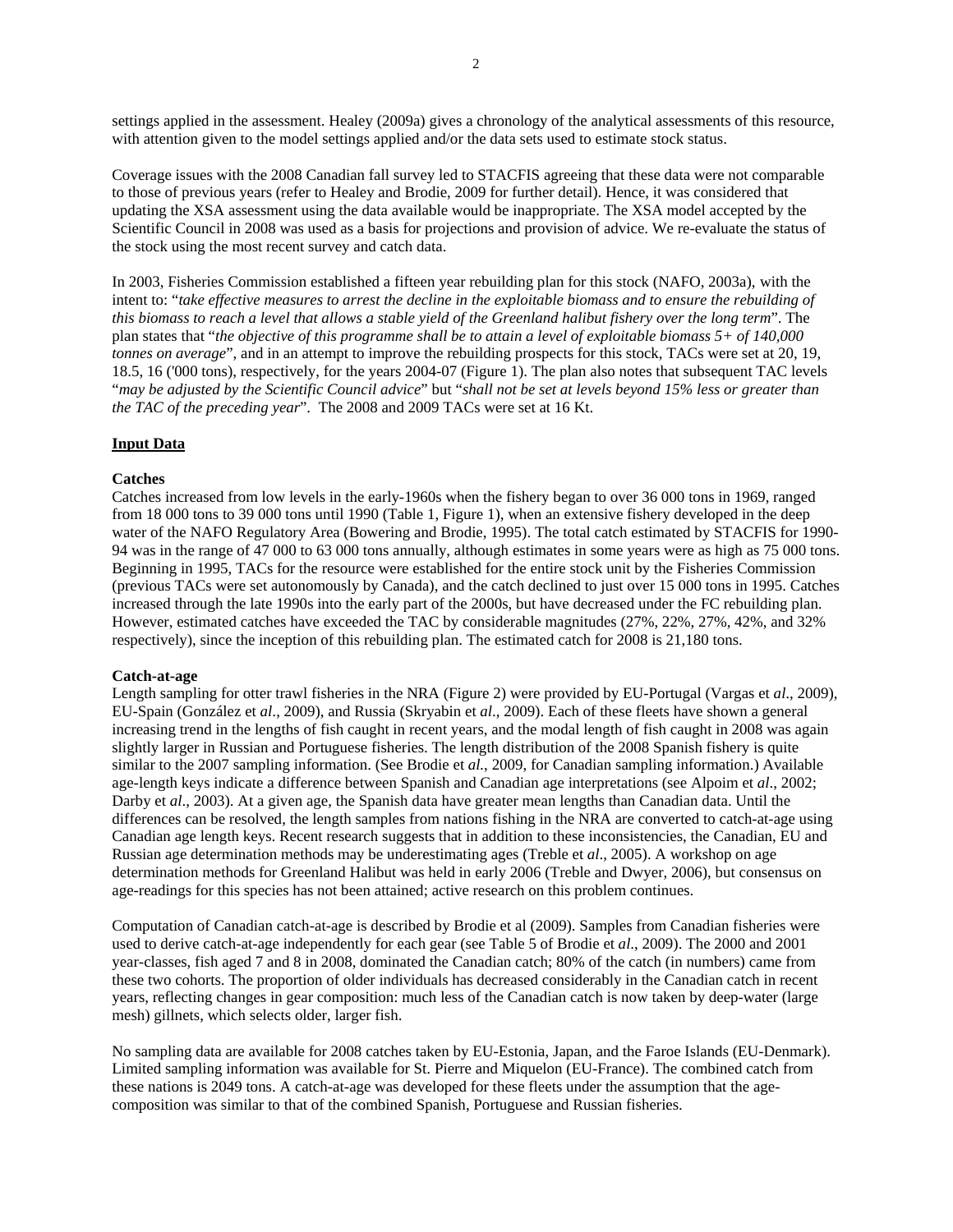settings applied in the assessment. Healey (2009a) gives a chronology of the analytical assessments of this resource, with attention given to the model settings applied and/or the data sets used to estimate stock status.

Coverage issues with the 2008 Canadian fall survey led to STACFIS agreeing that these data were not comparable to those of previous years (refer to Healey and Brodie, 2009 for further detail). Hence, it was considered that updating the XSA assessment using the data available would be inappropriate. The XSA model accepted by the Scientific Council in 2008 was used as a basis for projections and provision of advice. We re-evaluate the status of the stock using the most recent survey and catch data.

In 2003, Fisheries Commission established a fifteen year rebuilding plan for this stock (NAFO, 2003a), with the intent to: "*take effective measures to arrest the decline in the exploitable biomass and to ensure the rebuilding of this biomass to reach a level that allows a stable yield of the Greenland halibut fishery over the long term*". The plan states that "*the objective of this programme shall be to attain a level of exploitable biomass 5+ of 140,000 tonnes on average*", and in an attempt to improve the rebuilding prospects for this stock, TACs were set at 20, 19, 18.5, 16 ('000 tons), respectively, for the years 2004-07 (Figure 1). The plan also notes that subsequent TAC levels "*may be adjusted by the Scientific Council advice*" but "*shall not be set at levels beyond 15% less or greater than the TAC of the preceding year*". The 2008 and 2009 TACs were set at 16 Kt.

## Input Data

### Catches

Catches increased from low levels in the early-1960s when the fishery began to over 36 000 tons in 1969, ranged from 18 000 tons to 39 000 tons until 1990 (Table 1, Figure 1), when an extensive fishery developed in the deep water of the NAFO Regulatory Area (Bowering and Brodie, 1995). The total catch estimated by STACFIS for 1990-94 was in the range of 47 000 to 63 000 tons annually, although estimates in some years were as high as 75 000 tons. Beginning in 1995, TACs for the resource were established for the entire stock unit by the Fisheries Commission (previous TACs were set autonomously by Canada), and the catch declined to just over 15 000 tons in 1995. Catches increased through the late 1990s into the early part of the 2000s, but have decreased under the FC rebuilding plan. However, estimated catches have exceeded the TAC by considerable magnitudes (27%, 22%, 27%, 42%, and 32% respectively), since the inception of this rebuilding plan. The estimated catch for 2008 is 21,180 tons.

### Catch-at-age

Length sampling for otter trawl fisheries in the NRA (Figure 2) were provided by EU-Portugal (Vargas et *al*., 2009), EU-Spain (González et *al*., 2009), and Russia (Skryabin et *al*., 2009). Each of these fleets have shown a general increasing trend in the lengths of fish caught in recent years, and the modal length of fish caught in 2008 was again slightly larger in Russian and Portuguese fisheries. The length distribution of the 2008 Spanish fishery is quite similar to the 2007 sampling information. (See Brodie et *al.*, 2009, for Canadian sampling information.) Available age-length keys indicate a difference between Spanish and Canadian age interpretations (see Alpoim et *al*., 2002; Darby et *al*., 2003). At a given age, the Spanish data have greater mean lengths than Canadian data. Until the differences can be resolved, the length samples from nations fishing in the NRA are converted to catch-at-age using Canadian age length keys. Recent research suggests that in addition to these inconsistencies, the Canadian, EU and Russian age determination methods may be underestimating ages (Treble et *al*., 2005). A workshop on age determination methods for Greenland Halibut was held in early 2006 (Treble and Dwyer, 2006), but consensus on age-readings for this species has not been attained; active research on this problem continues.

Computation of Canadian catch-at-age is described by Brodie et al (2009). Samples from Canadian fisheries were used to derive catch-at-age independently for each gear (see Table 5 of Brodie et *al*., 2009). The 2000 and 2001 year-classes, fish aged 7 and 8 in 2008, dominated the Canadian catch; 80% of the catch (in numbers) came from these two cohorts. The proportion of older individuals has decreased considerably in the Canadian catch in recent years, reflecting changes in gear composition: much less of the Canadian catch is now taken by deep-water (large mesh) gillnets, which selects older, larger fish.

No sampling data are available for 2008 catches taken by EU-Estonia, Japan, and the Faroe Islands (EU-Denmark). Limited sampling information was available for St. Pierre and Miquelon (EU-France). The combined catch from these nations is 2049 tons. A catch-at-age was developed for these fleets under the assumption that the age-composition was similar to that of the combined Spanish, Portuguese and Russian fisheries.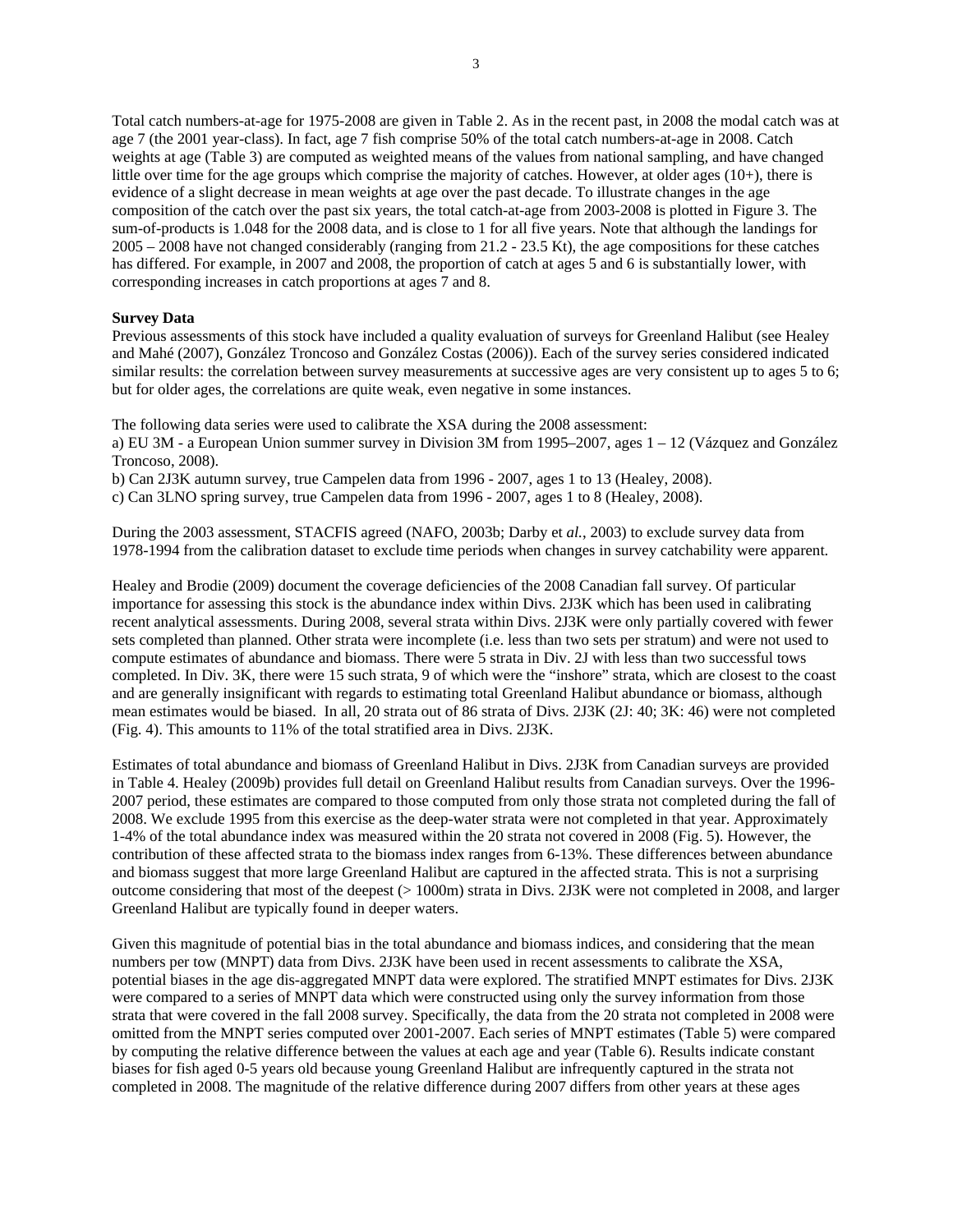Total catch numbers-at-age for 1975-2008 are given in Table 2. As in the recent past, in 2008 the modal catch was at age 7 (the 2001 year-class). In fact, age 7 fish comprise 50% of the total catch numbers-at-age in 2008. Catch weights at age (Table 3) are computed as weighted means of the values from national sampling, and have changed little over time for the age groups which comprise the majority of catches. However, at older ages (10+), there is evidence of a slight decrease in mean weights at age over the past decade. To illustrate changes in the age composition of the catch over the past six years, the total catch-at-age from 2003-2008 is plotted in Figure 3. The sum-of-products is 1.048 for the 2008 data, and is close to 1 for all five years. Note that although the landings for 2005 – 2008 have not changed considerably (ranging from 21.2 - 23.5 Kt), the age compositions for these catches has differed. For example, in 2007 and 2008, the proportion of catch at ages 5 and 6 is substantially lower, with corresponding increases in catch proportions at ages 7 and 8.

**Survey Data**

Previous assessments of this stock have included a quality evaluation of surveys for Greenland Halibut (see Healey and Mahé (2007), González Troncoso and González Costas (2006)). Each of the survey series considered indicated similar results: the correlation between survey measurements at successive ages are very consistent up to ages 5 to 6; but for older ages, the correlations are quite weak, even negative in some instances.

The following data series were used to calibrate the XSA during the 2008 assessment:

a) EU 3M - a European Union summer survey in Division 3M from 1995–2007, ages 1 – 12 (Vázquez and González Troncoso, 2008).

b) Can 2J3K autumn survey, true Campelen data from 1996 - 2007, ages 1 to 13 (Healey, 2008).

c) Can 3LNO spring survey, true Campelen data from 1996 - 2007, ages 1 to 8 (Healey, 2008).

During the 2003 assessment, STACFIS agreed (NAFO, 2003b; Darby et *al.*, 2003) to exclude survey data from 1978-1994 from the calibration dataset to exclude time periods when changes in survey catchability were apparent.

Healey and Brodie (2009) document the coverage deficiencies of the 2008 Canadian fall survey. Of particular importance for assessing this stock is the abundance index within Divs. 2J3K which has been used in calibrating recent analytical assessments. During 2008, several strata within Divs. 2J3K were only partially covered with fewer sets completed than planned. Other strata were incomplete (i.e. less than two sets per stratum) and were not used to compute estimates of abundance and biomass. There were 5 strata in Div. 2J with less than two successful tows completed. In Div. 3K, there were 15 such strata, 9 of which were the "inshore" strata, which are closest to the coast and are generally insignificant with regards to estimating total Greenland Halibut abundance or biomass, although mean estimates would be biased. In all, 20 strata out of 86 strata of Divs. 2J3K (2J: 40; 3K: 46) were not completed (Fig. 4). This amounts to 11% of the total stratified area in Divs. 2J3K.

Estimates of total abundance and biomass of Greenland Halibut in Divs. 2J3K from Canadian surveys are provided in Table 4. Healey (2009b) provides full detail on Greenland Halibut results from Canadian surveys. Over the 1996-2007 period, these estimates are compared to those computed from only those strata not completed during the fall of 2008. We exclude 1995 from this exercise as the deep-water strata were not completed in that year. Approximately 1-4% of the total abundance index was measured within the 20 strata not covered in 2008 (Fig. 5). However, the contribution of these affected strata to the biomass index ranges from 6-13%. These differences between abundance and biomass suggest that more large Greenland Halibut are captured in the affected strata. This is not a surprising outcome considering that most of the deepest (> 1000m) strata in Divs. 2J3K were not completed in 2008, and larger Greenland Halibut are typically found in deeper waters.

Given this magnitude of potential bias in the total abundance and biomass indices, and considering that the mean numbers per tow (MNPT) data from Divs. 2J3K have been used in recent assessments to calibrate the XSA, potential biases in the age dis-aggregated MNPT data were explored. The stratified MNPT estimates for Divs. 2J3K were compared to a series of MNPT data which were constructed using only the survey information from those strata that were covered in the fall 2008 survey. Specifically, the data from the 20 strata not completed in 2008 were omitted from the MNPT series computed over 2001-2007. Each series of MNPT estimates (Table 5) were compared by computing the relative difference between the values at each age and year (Table 6). Results indicate constant biases for fish aged 0-5 years old because young Greenland Halibut are infrequently captured in the strata not completed in 2008. The magnitude of the relative difference during 2007 differs from other years at these ages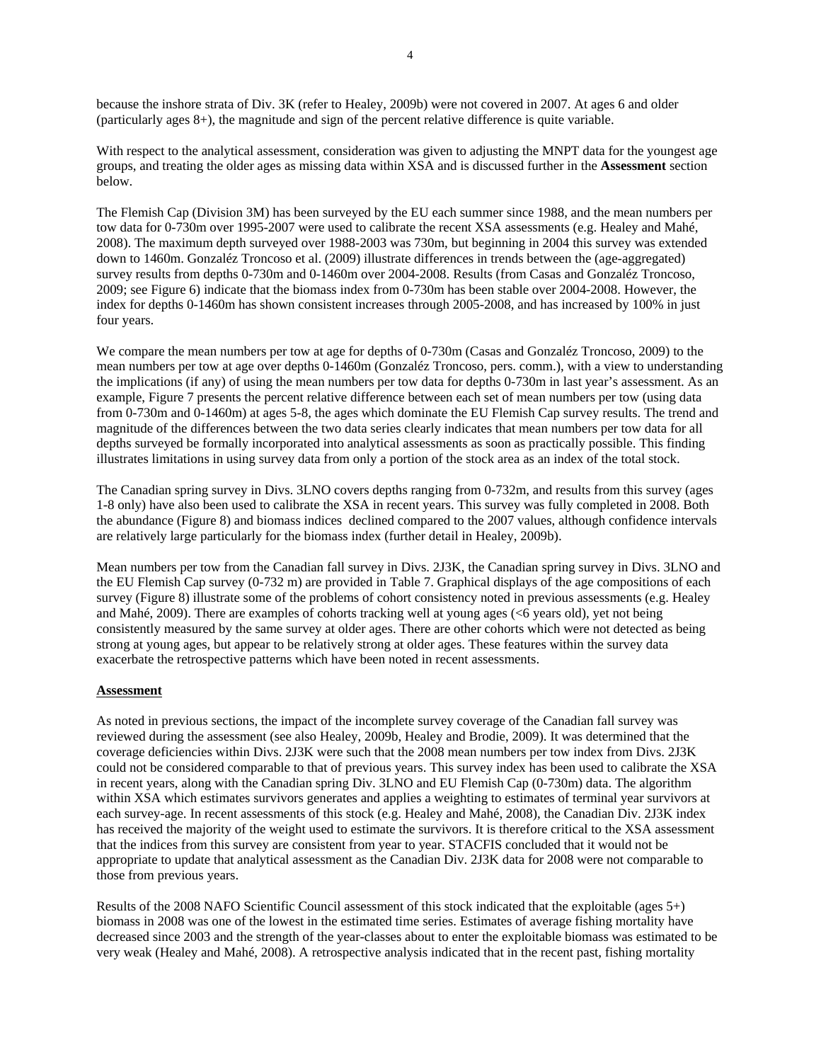because the inshore strata of Div. 3K (refer to Healey, 2009b) were not covered in 2007. At ages 6 and older (particularly ages 8+), the magnitude and sign of the percent relative difference is quite variable.

With respect to the analytical assessment, consideration was given to adjusting the MNPT data for the youngest age groups, and treating the older ages as missing data within XSA and is discussed further in the **Assessment** section below.

The Flemish Cap (Division 3M) has been surveyed by the EU each summer since 1988, and the mean numbers per tow data for 0-730m over 1995-2007 were used to calibrate the recent XSA assessments (e.g. Healey and Mahé, 2008). The maximum depth surveyed over 1988-2003 was 730m, but beginning in 2004 this survey was extended down to 1460m. Gonzaléz Troncoso et al. (2009) illustrate differences in trends between the (age-aggregated) survey results from depths 0-730m and 0-1460m over 2004-2008. Results (from Casas and Gonzaléz Troncoso, 2009; see Figure 6) indicate that the biomass index from 0-730m has been stable over 2004-2008. However, the index for depths 0-1460m has shown consistent increases through 2005-2008, and has increased by 100% in just four years.

We compare the mean numbers per tow at age for depths of 0-730m (Casas and Gonzaléz Troncoso, 2009) to the mean numbers per tow at age over depths 0-1460m (Gonzaléz Troncoso, pers. comm.), with a view to understanding the implications (if any) of using the mean numbers per tow data for depths 0-730m in last year's assessment. As an example, Figure 7 presents the percent relative difference between each set of mean numbers per tow (using data from 0-730m and 0-1460m) at ages 5-8, the ages which dominate the EU Flemish Cap survey results. The trend and magnitude of the differences between the two data series clearly indicates that mean numbers per tow data for all depths surveyed be formally incorporated into analytical assessments as soon as practically possible. This finding illustrates limitations in using survey data from only a portion of the stock area as an index of the total stock.

The Canadian spring survey in Divs. 3LNO covers depths ranging from 0-732m, and results from this survey (ages 1-8 only) have also been used to calibrate the XSA in recent years. This survey was fully completed in 2008. Both the abundance (Figure 8) and biomass indices declined compared to the 2007 values, although confidence intervals are relatively large particularly for the biomass index (further detail in Healey, 2009b).

Mean numbers per tow from the Canadian fall survey in Divs. 2J3K, the Canadian spring survey in Divs. 3LNO and the EU Flemish Cap survey (0-732 m) are provided in Table 7. Graphical displays of the age compositions of each survey (Figure 8) illustrate some of the problems of cohort consistency noted in previous assessments (e.g. Healey and Mahé, 2009). There are examples of cohorts tracking well at young ages (<6 years old), yet not being consistently measured by the same survey at older ages. There are other cohorts which were not detected as being strong at young ages, but appear to be relatively strong at older ages. These features within the survey data exacerbate the retrospective patterns which have been noted in recent assessments.

## Assessment

As noted in previous sections, the impact of the incomplete survey coverage of the Canadian fall survey was reviewed during the assessment (see also Healey, 2009b, Healey and Brodie, 2009). It was determined that the coverage deficiencies within Divs. 2J3K were such that the 2008 mean numbers per tow index from Divs. 2J3K could not be considered comparable to that of previous years. This survey index has been used to calibrate the XSA in recent years, along with the Canadian spring Div. 3LNO and EU Flemish Cap (0-730m) data. The algorithm within XSA which estimates survivors generates and applies a weighting to estimates of terminal year survivors at each survey-age. In recent assessments of this stock (e.g. Healey and Mahé, 2008), the Canadian Div. 2J3K index has received the majority of the weight used to estimate the survivors. It is therefore critical to the XSA assessment that the indices from this survey are consistent from year to year. STACFIS concluded that it would not be appropriate to update that analytical assessment as the Canadian Div. 2J3K data for 2008 were not comparable to those from previous years.

Results of the 2008 NAFO Scientific Council assessment of this stock indicated that the exploitable (ages 5+) biomass in 2008 was one of the lowest in the estimated time series. Estimates of average fishing mortality have decreased since 2003 and the strength of the year-classes about to enter the exploitable biomass was estimated to be very weak (Healey and Mahé, 2008). A retrospective analysis indicated that in the recent past, fishing mortality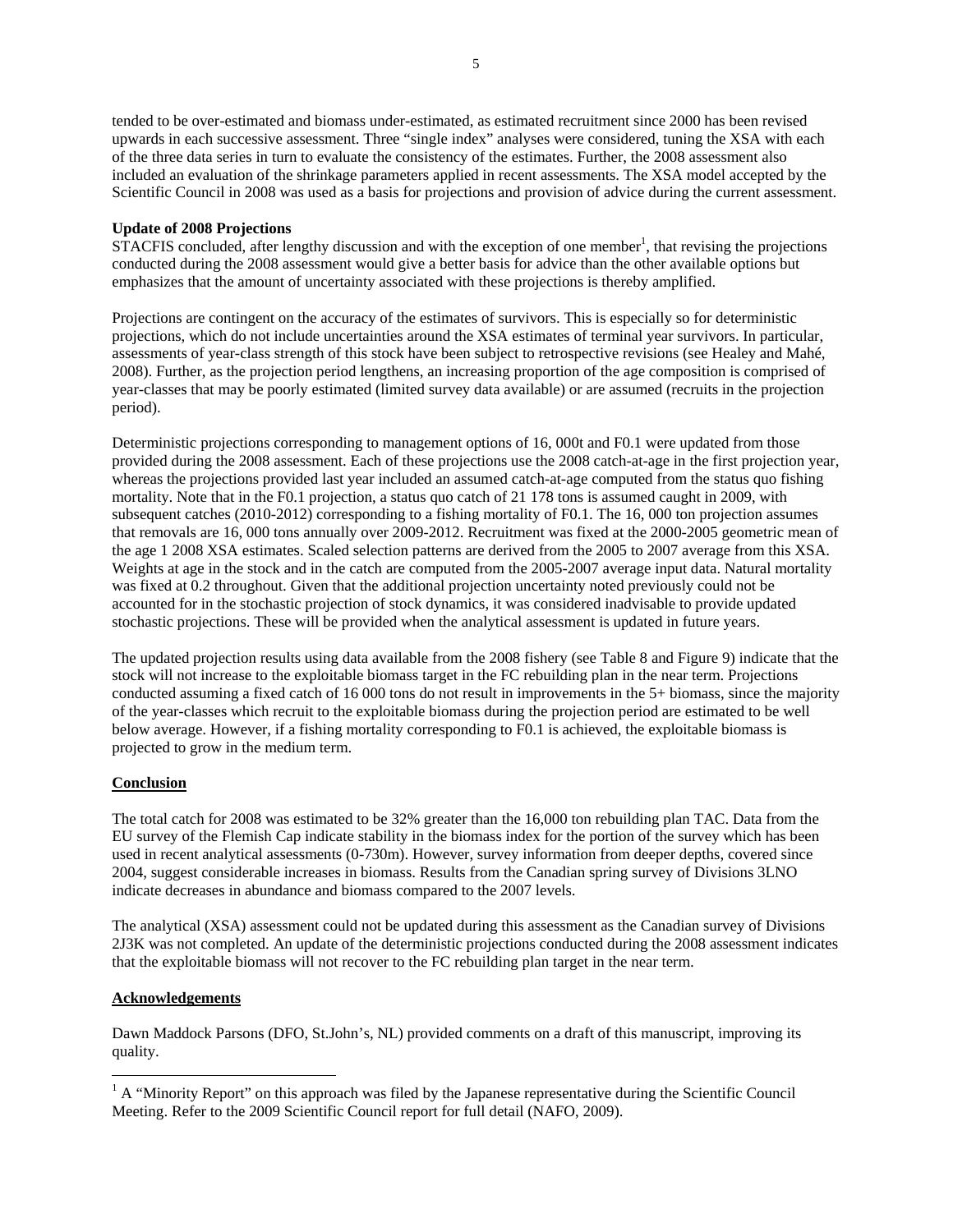tended to be over-estimated and biomass under-estimated, as estimated recruitment since 2000 has been revised upwards in each successive assessment. Three "single index" analyses were considered, tuning the XSA with each of the three data series in turn to evaluate the consistency of the estimates. Further, the 2008 assessment also included an evaluation of the shrinkage parameters applied in recent assessments. The XSA model accepted by the Scientific Council in 2008 was used as a basis for projections and provision of advice during the current assessment.

**Update of 2008 Projections**

STACFIS concluded, after lengthy discussion and with the exception of one member[1], that revising the projections conducted during the 2008 assessment would give a better basis for advice than the other available options but emphasizes that the amount of uncertainty associated with these projections is thereby amplified.

Projections are contingent on the accuracy of the estimates of survivors. This is especially so for deterministic projections, which do not include uncertainties around the XSA estimates of terminal year survivors. In particular, assessments of year-class strength of this stock have been subject to retrospective revisions (see Healey and Mahé, 2008). Further, as the projection period lengthens, an increasing proportion of the age composition is comprised of year-classes that may be poorly estimated (limited survey data available) or are assumed (recruits in the projection period).

Deterministic projections corresponding to management options of 16, 000t and F0.1 were updated from those provided during the 2008 assessment. Each of these projections use the 2008 catch-at-age in the first projection year, whereas the projections provided last year included an assumed catch-at-age computed from the status quo fishing mortality. Note that in the F0.1 projection, a status quo catch of 21 178 tons is assumed caught in 2009, with subsequent catches (2010-2012) corresponding to a fishing mortality of F0.1. The 16, 000 ton projection assumes that removals are 16, 000 tons annually over 2009-2012. Recruitment was fixed at the 2000-2005 geometric mean of the age 1 2008 XSA estimates. Scaled selection patterns are derived from the 2005 to 2007 average from this XSA. Weights at age in the stock and in the catch are computed from the 2005-2007 average input data. Natural mortality was fixed at 0.2 throughout. Given that the additional projection uncertainty noted previously could not be accounted for in the stochastic projection of stock dynamics, it was considered inadvisable to provide updated stochastic projections. These will be provided when the analytical assessment is updated in future years.

The updated projection results using data available from the 2008 fishery (see Table 8 and Figure 9) indicate that the stock will not increase to the exploitable biomass target in the FC rebuilding plan in the near term. Projections conducted assuming a fixed catch of 16 000 tons do not result in improvements in the 5+ biomass, since the majority of the year-classes which recruit to the exploitable biomass during the projection period are estimated to be well below average. However, if a fishing mortality corresponding to F0.1 is achieved, the exploitable biomass is projected to grow in the medium term.

## Conclusion

The total catch for 2008 was estimated to be 32% greater than the 16,000 ton rebuilding plan TAC. Data from the EU survey of the Flemish Cap indicate stability in the biomass index for the portion of the survey which has been used in recent analytical assessments (0-730m). However, survey information from deeper depths, covered since 2004, suggest considerable increases in biomass. Results from the Canadian spring survey of Divisions 3LNO indicate decreases in abundance and biomass compared to the 2007 levels.

The analytical (XSA) assessment could not be updated during this assessment as the Canadian survey of Divisions 2J3K was not completed. An update of the deterministic projections conducted during the 2008 assessment indicates that the exploitable biomass will not recover to the FC rebuilding plan target in the near term.

## Acknowledgements

Dawn Maddock Parsons (DFO, St.John's, NL) provided comments on a draft of this manuscript, improving its quality.

---

[1] A "Minority Report" on this approach was filed by the Japanese representative during the Scientific Council Meeting. Refer to the 2009 Scientific Council report for full detail (NAFO, 2009).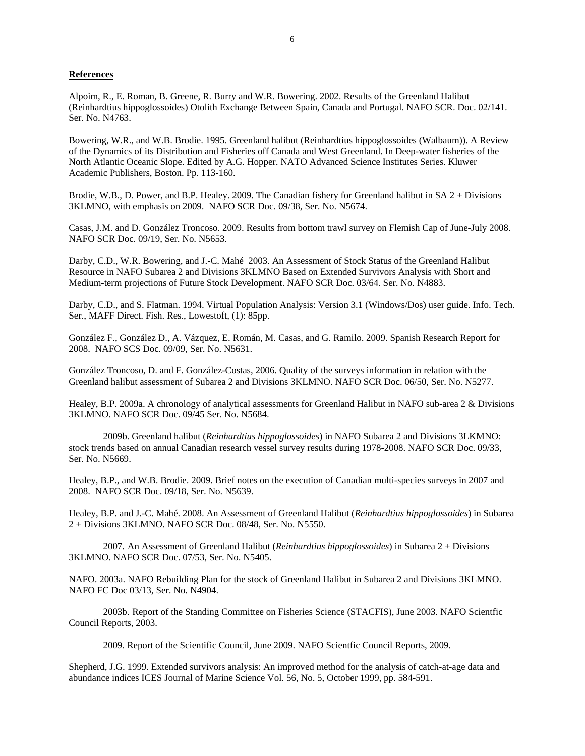**References**

Alpoim, R., E. Roman, B. Greene, R. Burry and W.R. Bowering. 2002. Results of the Greenland Halibut (Reinhardtius hippoglossoides) Otolith Exchange Between Spain, Canada and Portugal. NAFO SCR. Doc. 02/141. Ser. No. N4763.

Bowering, W.R., and W.B. Brodie. 1995. Greenland halibut (Reinhardtius hippoglossoides (Walbaum)). A Review of the Dynamics of its Distribution and Fisheries off Canada and West Greenland. In Deep-water fisheries of the North Atlantic Oceanic Slope. Edited by A.G. Hopper. NATO Advanced Science Institutes Series. Kluwer Academic Publishers, Boston. Pp. 113-160.

Brodie, W.B., D. Power, and B.P. Healey. 2009. The Canadian fishery for Greenland halibut in SA 2 + Divisions 3KLMNO, with emphasis on 2009. NAFO SCR Doc. 09/38, Ser. No. N5674.

Casas, J.M. and D. González Troncoso. 2009. Results from bottom trawl survey on Flemish Cap of June-July 2008. NAFO SCR Doc. 09/19, Ser. No. N5653.

Darby, C.D., W.R. Bowering, and J.-C. Mahé 2003. An Assessment of Stock Status of the Greenland Halibut Resource in NAFO Subarea 2 and Divisions 3KLMNO Based on Extended Survivors Analysis with Short and Medium-term projections of Future Stock Development. NAFO SCR Doc. 03/64. Ser. No. N4883.

Darby, C.D., and S. Flatman. 1994. Virtual Population Analysis: Version 3.1 (Windows/Dos) user guide. Info. Tech. Ser., MAFF Direct. Fish. Res., Lowestoft, (1): 85pp.

González F., González D., A. Vázquez, E. Román, M. Casas, and G. Ramilo. 2009. Spanish Research Report for 2008. NAFO SCS Doc. 09/09, Ser. No. N5631.

González Troncoso, D. and F. González-Costas, 2006. Quality of the surveys information in relation with the Greenland halibut assessment of Subarea 2 and Divisions 3KLMNO. NAFO SCR Doc. 06/50, Ser. No. N5277.

Healey, B.P. 2009a. A chronology of analytical assessments for Greenland Halibut in NAFO sub-area 2 & Divisions 3KLMNO. NAFO SCR Doc. 09/45 Ser. No. N5684.

2009b. Greenland halibut (*Reinhardtius hippoglossoides*) in NAFO Subarea 2 and Divisions 3LKMNO: stock trends based on annual Canadian research vessel survey results during 1978-2008. NAFO SCR Doc. 09/33, Ser. No. N5669.

Healey, B.P., and W.B. Brodie. 2009. Brief notes on the execution of Canadian multi-species surveys in 2007 and 2008. NAFO SCR Doc. 09/18, Ser. No. N5639.

Healey, B.P. and J.-C. Mahé. 2008. An Assessment of Greenland Halibut (*Reinhardtius hippoglossoides*) in Subarea 2 + Divisions 3KLMNO. NAFO SCR Doc. 08/48, Ser. No. N5550.

2007. An Assessment of Greenland Halibut (*Reinhardtius hippoglossoides*) in Subarea 2 + Divisions 3KLMNO. NAFO SCR Doc. 07/53, Ser. No. N5405.

NAFO. 2003a. NAFO Rebuilding Plan for the stock of Greenland Halibut in Subarea 2 and Divisions 3KLMNO. NAFO FC Doc 03/13, Ser. No. N4904.

2003b. Report of the Standing Committee on Fisheries Science (STACFIS), June 2003. NAFO Scientfic Council Reports, 2003.

2009. Report of the Scientific Council, June 2009. NAFO Scientfic Council Reports, 2009.

Shepherd, J.G. 1999. Extended survivors analysis: An improved method for the analysis of catch-at-age data and abundance indices ICES Journal of Marine Science Vol. 56, No. 5, October 1999, pp. 584-591.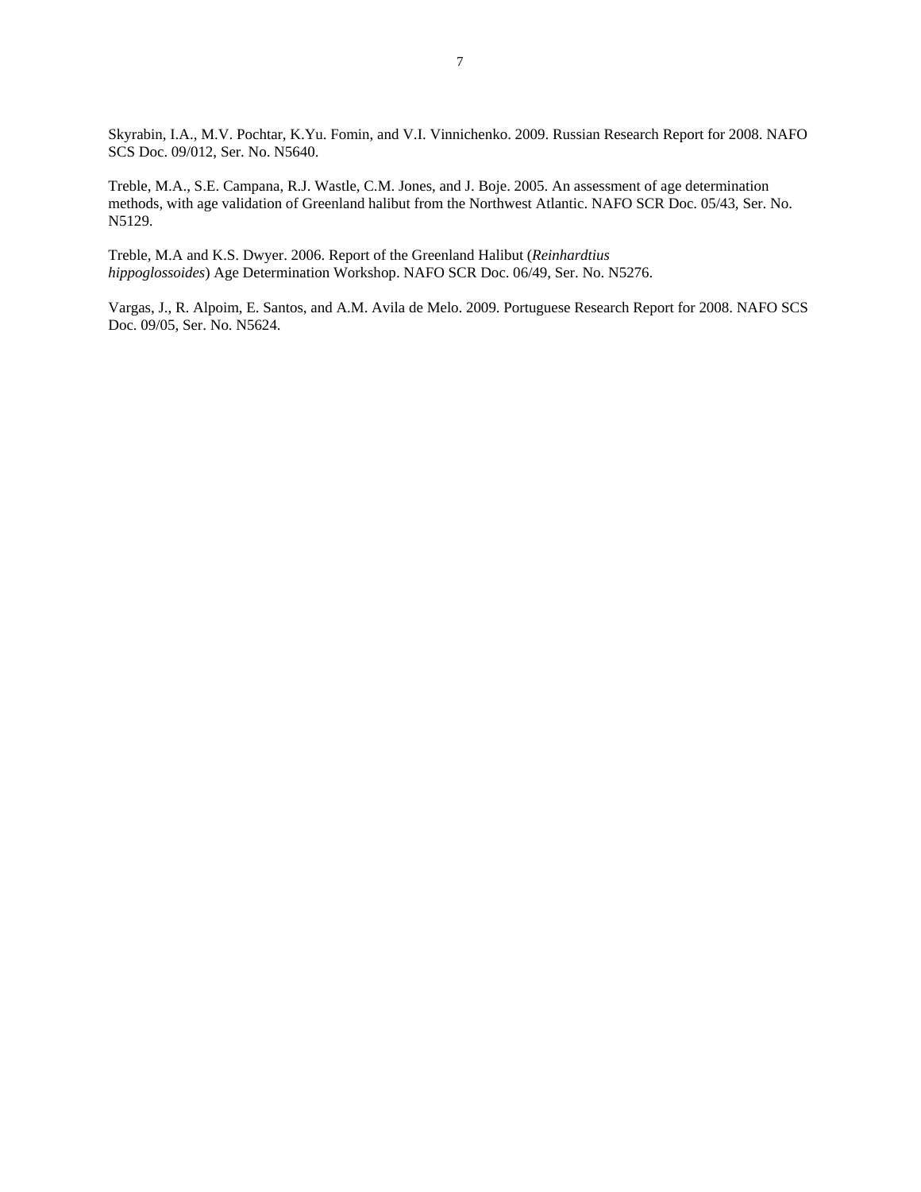Skyrabin, I.A., M.V. Pochtar, K.Yu. Fomin, and V.I. Vinnichenko. 2009. Russian Research Report for 2008. NAFO SCS Doc. 09/012, Ser. No. N5640.

Treble, M.A., S.E. Campana, R.J. Wastle, C.M. Jones, and J. Boje. 2005. An assessment of age determination methods, with age validation of Greenland halibut from the Northwest Atlantic. NAFO SCR Doc. 05/43, Ser. No. N5129.

Treble, M.A and K.S. Dwyer. 2006. Report of the Greenland Halibut (*Reinhardtius hippoglossoides*) Age Determination Workshop. NAFO SCR Doc. 06/49, Ser. No. N5276.

Vargas, J., R. Alpoim, E. Santos, and A.M. Avila de Melo. 2009. Portuguese Research Report for 2008. NAFO SCS Doc. 09/05, Ser. No. N5624.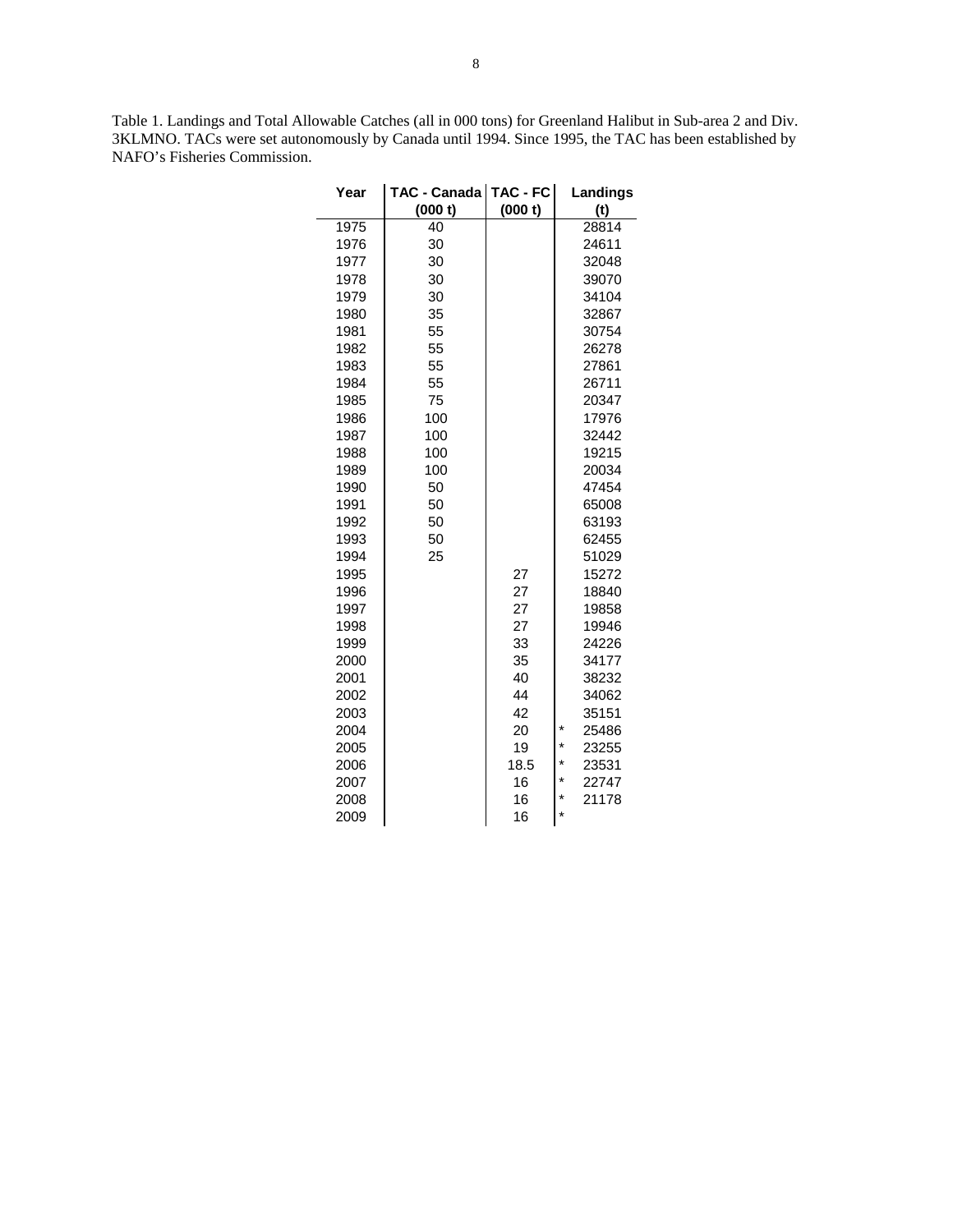Table 1. Landings and Total Allowable Catches (all in 000 tons) for Greenland Halibut in Sub-area 2 and Div. 3KLMNO. TACs were set autonomously by Canada until 1994. Since 1995, the TAC has been established by NAFO's Fisheries Commission.

| Year | TAC - Canada (000 t) | TAC - FC (000 t) | Landings (t) |
|---|---|---|---|
| 1975 | 40 | | 28814 |
| 1976 | 30 | | 24611 |
| 1977 | 30 | | 32048 |
| 1978 | 30 | | 39070 |
| 1979 | 30 | | 34104 |
| 1980 | 35 | | 32867 |
| 1981 | 55 | | 30754 |
| 1982 | 55 | | 26278 |
| 1983 | 55 | | 27861 |
| 1984 | 55 | | 26711 |
| 1985 | 75 | | 20347 |
| 1986 | 100 | | 17976 |
| 1987 | 100 | | 32442 |
| 1988 | 100 | | 19215 |
| 1989 | 100 | | 20034 |
| 1990 | 50 | | 47454 |
| 1991 | 50 | | 65008 |
| 1992 | 50 | | 63193 |
| 1993 | 50 | | 62455 |
| 1994 | 25 | | 51029 |
| 1995 | | 27 | 15272 |
| 1996 | | 27 | 18840 |
| 1997 | | 27 | 19858 |
| 1998 | | 27 | 19946 |
| 1999 | | 33 | 24226 |
| 2000 | | 35 | 34177 |
| 2001 | | 40 | 38232 |
| 2002 | | 44 | 34062 |
| 2003 | | 42 | 35151 |
| 2004 | | 20 | * 25486 |
| 2005 | | 19 | * 23255 |
| 2006 | | 18.5 | * 23531 |
| 2007 | | 16 | * 22747 |
| 2008 | | 16 | * 21178 |
| 2009 | | 16 | * |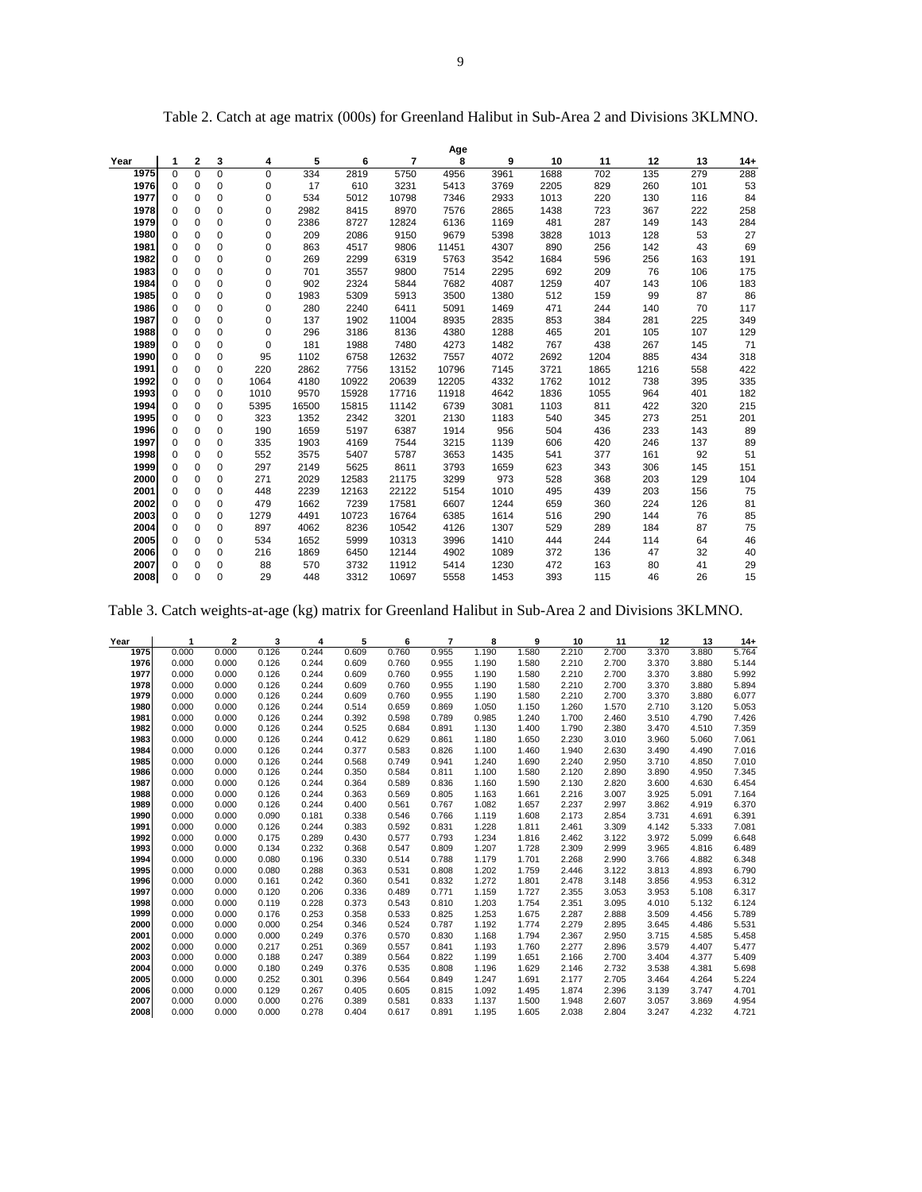Table 2. Catch at age matrix (000s) for Greenland Halibut in Sub-Area 2 and Divisions 3KLMNO.

| Year | 1 | 2 | 3 | 4 | 5 | 6 | 7 | 8 | 9 | 10 | 11 | 12 | 13 | 14+ |
|---|---|---|---|---|---|---|---|---|---|---|---|---|---|---|
| 1975 | 0 | 0 | 0 | 0 | 334 | 2819 | 5750 | 4956 | 3961 | 1688 | 702 | 135 | 279 | 288 |
| 1976 | 0 | 0 | 0 | 0 | 17 | 610 | 3231 | 5413 | 3769 | 2205 | 829 | 260 | 101 | 53 |
| 1977 | 0 | 0 | 0 | 0 | 534 | 5012 | 10798 | 7346 | 2933 | 1013 | 220 | 130 | 116 | 84 |
| 1978 | 0 | 0 | 0 | 0 | 2982 | 8415 | 8970 | 7576 | 2865 | 1438 | 723 | 367 | 222 | 258 |
| 1979 | 0 | 0 | 0 | 0 | 2386 | 8727 | 12824 | 6136 | 1169 | 481 | 287 | 149 | 143 | 284 |
| 1980 | 0 | 0 | 0 | 0 | 209 | 2086 | 9150 | 9679 | 5398 | 3828 | 1013 | 128 | 53 | 27 |
| 1981 | 0 | 0 | 0 | 0 | 863 | 4517 | 9806 | 11451 | 4307 | 890 | 256 | 142 | 43 | 69 |
| 1982 | 0 | 0 | 0 | 0 | 269 | 2299 | 6319 | 5763 | 3542 | 1684 | 596 | 256 | 163 | 191 |
| 1983 | 0 | 0 | 0 | 0 | 701 | 3557 | 9800 | 7514 | 2295 | 692 | 209 | 76 | 106 | 175 |
| 1984 | 0 | 0 | 0 | 0 | 902 | 2324 | 5844 | 7682 | 4087 | 1259 | 407 | 143 | 106 | 183 |
| 1985 | 0 | 0 | 0 | 0 | 1983 | 5309 | 5913 | 3500 | 1380 | 512 | 159 | 99 | 87 | 86 |
| 1986 | 0 | 0 | 0 | 0 | 280 | 2240 | 6411 | 5091 | 1469 | 471 | 244 | 140 | 70 | 117 |
| 1987 | 0 | 0 | 0 | 0 | 137 | 1902 | 11004 | 8935 | 2835 | 853 | 384 | 281 | 225 | 349 |
| 1988 | 0 | 0 | 0 | 0 | 296 | 3186 | 8136 | 4380 | 1288 | 465 | 201 | 105 | 107 | 129 |
| 1989 | 0 | 0 | 0 | 0 | 181 | 1988 | 7480 | 4273 | 1482 | 767 | 438 | 267 | 145 | 71 |
| 1990 | 0 | 0 | 0 | 95 | 1102 | 6758 | 12632 | 7557 | 4072 | 2692 | 1204 | 885 | 434 | 318 |
| 1991 | 0 | 0 | 0 | 220 | 2862 | 7756 | 13152 | 10796 | 7145 | 3721 | 1865 | 1216 | 558 | 422 |
| 1992 | 0 | 0 | 0 | 1064 | 4180 | 10922 | 20639 | 12205 | 4332 | 1762 | 1012 | 738 | 395 | 335 |
| 1993 | 0 | 0 | 0 | 1010 | 9570 | 15928 | 17716 | 11918 | 4642 | 1836 | 1055 | 964 | 401 | 182 |
| 1994 | 0 | 0 | 0 | 5395 | 16500 | 15815 | 11142 | 6739 | 3081 | 1103 | 811 | 422 | 320 | 215 |
| 1995 | 0 | 0 | 0 | 323 | 1352 | 2342 | 3201 | 2130 | 1183 | 540 | 345 | 273 | 251 | 201 |
| 1996 | 0 | 0 | 0 | 190 | 1659 | 5197 | 6387 | 1914 | 956 | 504 | 436 | 233 | 143 | 89 |
| 1997 | 0 | 0 | 0 | 335 | 1903 | 4169 | 7544 | 3215 | 1139 | 606 | 420 | 246 | 137 | 89 |
| 1998 | 0 | 0 | 0 | 552 | 3575 | 5407 | 5787 | 3653 | 1435 | 541 | 377 | 161 | 92 | 51 |
| 1999 | 0 | 0 | 0 | 297 | 2149 | 5625 | 8611 | 3793 | 1659 | 623 | 343 | 306 | 145 | 151 |
| 2000 | 0 | 0 | 0 | 271 | 2029 | 12583 | 21175 | 3299 | 973 | 528 | 368 | 203 | 129 | 104 |
| 2001 | 0 | 0 | 0 | 448 | 2239 | 12163 | 22122 | 5154 | 1010 | 495 | 439 | 203 | 156 | 75 |
| 2002 | 0 | 0 | 0 | 479 | 1662 | 7239 | 17581 | 6607 | 1244 | 659 | 360 | 224 | 126 | 81 |
| 2003 | 0 | 0 | 0 | 1279 | 4491 | 10723 | 16764 | 6385 | 1614 | 516 | 290 | 144 | 76 | 85 |
| 2004 | 0 | 0 | 0 | 897 | 4062 | 8236 | 10542 | 4126 | 1307 | 529 | 289 | 184 | 87 | 75 |
| 2005 | 0 | 0 | 0 | 534 | 1652 | 5999 | 10313 | 3996 | 1410 | 444 | 244 | 114 | 64 | 46 |
| 2006 | 0 | 0 | 0 | 216 | 1869 | 6450 | 12144 | 4902 | 1089 | 372 | 136 | 47 | 32 | 40 |
| 2007 | 0 | 0 | 0 | 88 | 570 | 3732 | 11912 | 5414 | 1230 | 472 | 163 | 80 | 41 | 29 |
| 2008 | 0 | 0 | 0 | 29 | 448 | 3312 | 10697 | 5558 | 1453 | 393 | 115 | 46 | 26 | 15 |

Table 3. Catch weights-at-age (kg) matrix for Greenland Halibut in Sub-Area 2 and Divisions 3KLMNO.

| Year | 1 | 2 | 3 | 4 | 5 | 6 | 7 | 8 | 9 | 10 | 11 | 12 | 13 | 14+ |
|---|---|---|---|---|---|---|---|---|---|---|---|---|---|---|
| 1975 | 0.000 | 0.000 | 0.126 | 0.244 | 0.609 | 0.760 | 0.955 | 1.190 | 1.580 | 2.210 | 2.700 | 3.370 | 3.880 | 5.764 |
| 1976 | 0.000 | 0.000 | 0.126 | 0.244 | 0.609 | 0.760 | 0.955 | 1.190 | 1.580 | 2.210 | 2.700 | 3.370 | 3.880 | 5.144 |
| 1977 | 0.000 | 0.000 | 0.126 | 0.244 | 0.609 | 0.760 | 0.955 | 1.190 | 1.580 | 2.210 | 2.700 | 3.370 | 3.880 | 5.992 |
| 1978 | 0.000 | 0.000 | 0.126 | 0.244 | 0.609 | 0.760 | 0.955 | 1.190 | 1.580 | 2.210 | 2.700 | 3.370 | 3.880 | 5.894 |
| 1979 | 0.000 | 0.000 | 0.126 | 0.244 | 0.609 | 0.760 | 0.955 | 1.190 | 1.580 | 2.210 | 2.700 | 3.370 | 3.880 | 6.077 |
| 1980 | 0.000 | 0.000 | 0.126 | 0.244 | 0.514 | 0.659 | 0.869 | 1.050 | 1.150 | 1.260 | 1.570 | 2.710 | 3.120 | 5.053 |
| 1981 | 0.000 | 0.000 | 0.126 | 0.244 | 0.392 | 0.598 | 0.789 | 0.985 | 1.240 | 1.700 | 2.460 | 3.510 | 4.790 | 7.426 |
| 1982 | 0.000 | 0.000 | 0.126 | 0.244 | 0.525 | 0.684 | 0.891 | 1.130 | 1.400 | 1.790 | 2.380 | 3.470 | 4.510 | 7.359 |
| 1983 | 0.000 | 0.000 | 0.126 | 0.244 | 0.412 | 0.629 | 0.861 | 1.180 | 1.650 | 2.230 | 3.010 | 3.960 | 5.060 | 7.061 |
| 1984 | 0.000 | 0.000 | 0.126 | 0.244 | 0.377 | 0.583 | 0.826 | 1.100 | 1.460 | 1.940 | 2.630 | 3.490 | 4.490 | 7.016 |
| 1985 | 0.000 | 0.000 | 0.126 | 0.244 | 0.568 | 0.749 | 0.941 | 1.240 | 1.690 | 2.240 | 2.950 | 3.710 | 4.850 | 7.010 |
| 1986 | 0.000 | 0.000 | 0.126 | 0.244 | 0.350 | 0.584 | 0.811 | 1.100 | 1.580 | 2.120 | 2.890 | 3.890 | 4.950 | 7.345 |
| 1987 | 0.000 | 0.000 | 0.126 | 0.244 | 0.364 | 0.589 | 0.836 | 1.160 | 1.590 | 2.130 | 2.820 | 3.600 | 4.630 | 6.454 |
| 1988 | 0.000 | 0.000 | 0.126 | 0.244 | 0.363 | 0.569 | 0.805 | 1.163 | 1.661 | 2.216 | 3.007 | 3.925 | 5.091 | 7.164 |
| 1989 | 0.000 | 0.000 | 0.126 | 0.244 | 0.400 | 0.561 | 0.767 | 1.082 | 1.657 | 2.237 | 2.997 | 3.862 | 4.919 | 6.370 |
| 1990 | 0.000 | 0.000 | 0.090 | 0.181 | 0.338 | 0.546 | 0.766 | 1.119 | 1.608 | 2.173 | 2.854 | 3.731 | 4.691 | 6.391 |
| 1991 | 0.000 | 0.000 | 0.126 | 0.244 | 0.383 | 0.592 | 0.831 | 1.228 | 1.811 | 2.461 | 3.309 | 4.142 | 5.333 | 7.081 |
| 1992 | 0.000 | 0.000 | 0.175 | 0.289 | 0.430 | 0.577 | 0.793 | 1.234 | 1.816 | 2.462 | 3.122 | 3.972 | 5.099 | 6.648 |
| 1993 | 0.000 | 0.000 | 0.134 | 0.232 | 0.368 | 0.547 | 0.809 | 1.207 | 1.728 | 2.309 | 2.999 | 3.965 | 4.816 | 6.489 |
| 1994 | 0.000 | 0.000 | 0.080 | 0.196 | 0.330 | 0.514 | 0.788 | 1.179 | 1.701 | 2.268 | 2.990 | 3.766 | 4.882 | 6.348 |
| 1995 | 0.000 | 0.000 | 0.080 | 0.288 | 0.363 | 0.531 | 0.808 | 1.202 | 1.759 | 2.446 | 3.122 | 3.813 | 4.893 | 6.790 |
| 1996 | 0.000 | 0.000 | 0.161 | 0.242 | 0.360 | 0.541 | 0.832 | 1.272 | 1.801 | 2.478 | 3.148 | 3.856 | 4.953 | 6.312 |
| 1997 | 0.000 | 0.000 | 0.120 | 0.206 | 0.336 | 0.489 | 0.771 | 1.159 | 1.727 | 2.355 | 3.053 | 3.953 | 5.108 | 6.317 |
| 1998 | 0.000 | 0.000 | 0.119 | 0.228 | 0.373 | 0.543 | 0.810 | 1.203 | 1.754 | 2.351 | 3.095 | 4.010 | 5.132 | 6.124 |
| 1999 | 0.000 | 0.000 | 0.176 | 0.253 | 0.358 | 0.533 | 0.825 | 1.253 | 1.675 | 2.287 | 2.888 | 3.509 | 4.456 | 5.789 |
| 2000 | 0.000 | 0.000 | 0.000 | 0.254 | 0.346 | 0.524 | 0.787 | 1.192 | 1.774 | 2.279 | 2.895 | 3.645 | 4.486 | 5.531 |
| 2001 | 0.000 | 0.000 | 0.000 | 0.249 | 0.376 | 0.570 | 0.830 | 1.168 | 1.794 | 2.367 | 2.950 | 3.715 | 4.585 | 5.458 |
| 2002 | 0.000 | 0.000 | 0.217 | 0.251 | 0.369 | 0.557 | 0.841 | 1.193 | 1.760 | 2.277 | 2.896 | 3.579 | 4.407 | 5.477 |
| 2003 | 0.000 | 0.000 | 0.188 | 0.247 | 0.389 | 0.564 | 0.822 | 1.199 | 1.651 | 2.166 | 2.700 | 3.404 | 4.377 | 5.409 |
| 2004 | 0.000 | 0.000 | 0.180 | 0.249 | 0.376 | 0.535 | 0.808 | 1.196 | 1.629 | 2.146 | 2.732 | 3.538 | 4.381 | 5.698 |
| 2005 | 0.000 | 0.000 | 0.252 | 0.301 | 0.396 | 0.564 | 0.849 | 1.247 | 1.691 | 2.177 | 2.705 | 3.464 | 4.264 | 5.224 |
| 2006 | 0.000 | 0.000 | 0.129 | 0.267 | 0.405 | 0.605 | 0.815 | 1.092 | 1.495 | 1.874 | 2.396 | 3.139 | 3.747 | 4.701 |
| 2007 | 0.000 | 0.000 | 0.000 | 0.276 | 0.389 | 0.581 | 0.833 | 1.137 | 1.500 | 1.948 | 2.607 | 3.057 | 3.869 | 4.954 |
| 2008 | 0.000 | 0.000 | 0.000 | 0.278 | 0.404 | 0.617 | 0.891 | 1.195 | 1.605 | 2.038 | 2.804 | 3.247 | 4.232 | 4.721 |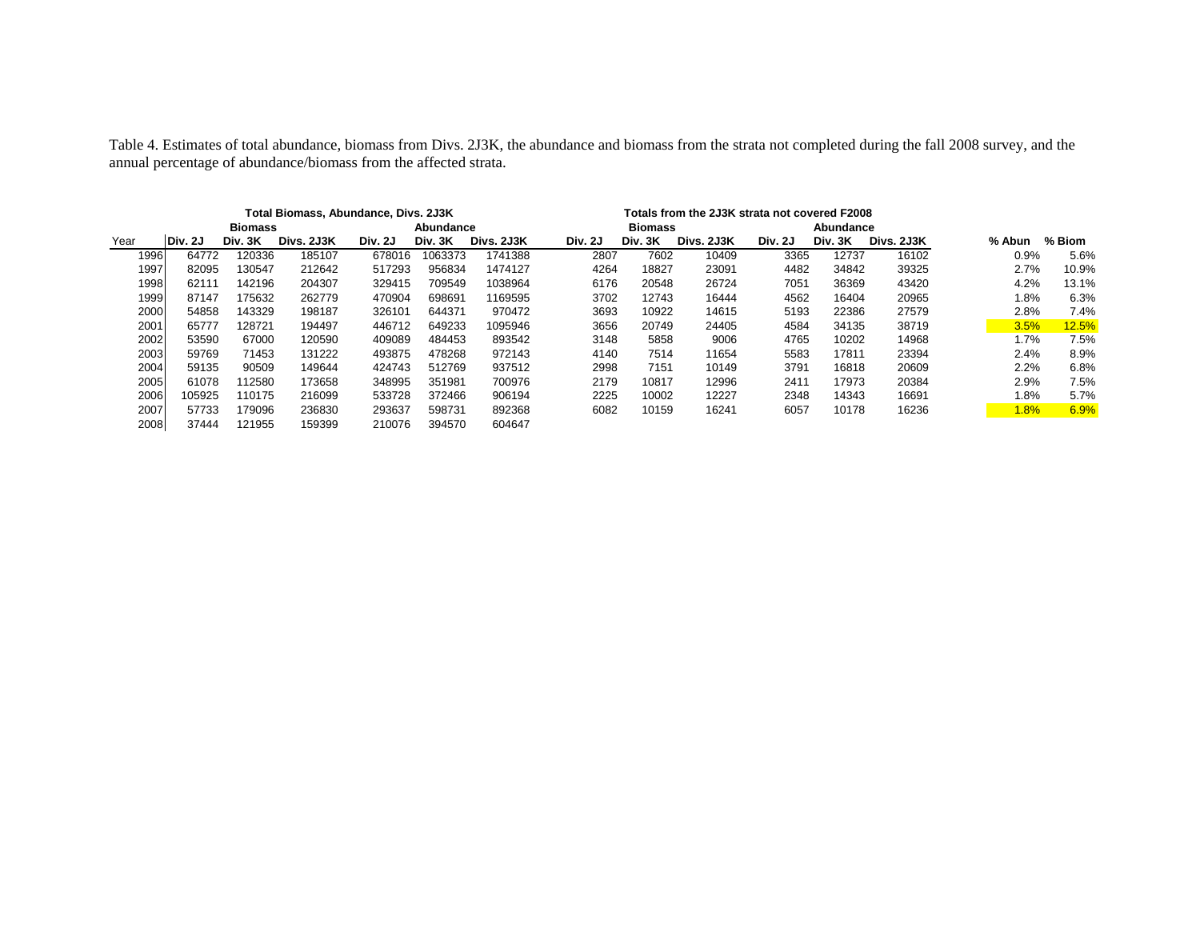Table 4. Estimates of total abundance, biomass from Divs. 2J3K, the abundance and biomass from the strata not completed during the fall 2008 survey, and the annual percentage of abundance/biomass from the affected strata.

| | Total Biomass, Abundance, Divs. 2J3K | | | | | | Totals from the 2J3K strata not covered F2008 | | | | | | | |
|---|---|---|---|---|---|---|---|---|---|---|---|---|---|---|
| | Biomass | | | Abundance | | | Biomass | | | Abundance | | | | |
| Year | Div. 2J | Div. 3K | Divs. 2J3K | Div. 2J | Div. 3K | Divs. 2J3K | Div. 2J | Div. 3K | Divs. 2J3K | Div. 2J | Div. 3K | Divs. 2J3K | % Abun | % Biom |
| 1996 | 64772 | 120336 | 185107 | 678016 | 1063373 | 1741388 | 2807 | 7602 | 10409 | 3365 | 12737 | 16102 | 0.9% | 5.6% |
| 1997 | 82095 | 130547 | 212642 | 517293 | 956834 | 1474127 | 4264 | 18827 | 23091 | 4482 | 34842 | 39325 | 2.7% | 10.9% |
| 1998 | 62111 | 142196 | 204307 | 329415 | 709549 | 1038964 | 6176 | 20548 | 26724 | 7051 | 36369 | 43420 | 4.2% | 13.1% |
| 1999 | 87147 | 175632 | 262779 | 470904 | 698691 | 1169595 | 3702 | 12743 | 16444 | 4562 | 16404 | 20965 | 1.8% | 6.3% |
| 2000 | 54858 | 143329 | 198187 | 326101 | 644371 | 970472 | 3693 | 10922 | 14615 | 5193 | 22386 | 27579 | 2.8% | 7.4% |
| 2001 | 65777 | 128721 | 194497 | 446712 | 649233 | 1095946 | 3656 | 20749 | 24405 | 4584 | 34135 | 38719 | 3.5% | 12.5% |
| 2002 | 53590 | 67000 | 120590 | 409089 | 484453 | 893542 | 3148 | 5858 | 9006 | 4765 | 10202 | 14968 | 1.7% | 7.5% |
| 2003 | 59769 | 71453 | 131222 | 493875 | 478268 | 972143 | 4140 | 7514 | 11654 | 5583 | 17811 | 23394 | 2.4% | 8.9% |
| 2004 | 59135 | 90509 | 149644 | 424743 | 512769 | 937512 | 2998 | 7151 | 10149 | 3791 | 16818 | 20609 | 2.2% | 6.8% |
| 2005 | 61078 | 112580 | 173658 | 348995 | 351981 | 700976 | 2179 | 10817 | 12996 | 2411 | 17973 | 20384 | 2.9% | 7.5% |
| 2006 | 105925 | 110175 | 216099 | 533728 | 372466 | 906194 | 2225 | 10002 | 12227 | 2348 | 14343 | 16691 | 1.8% | 5.7% |
| 2007 | 57733 | 179096 | 236830 | 293637 | 598731 | 892368 | 6082 | 10159 | 16241 | 6057 | 10178 | 16236 | 1.8% | 6.9% |
| 2008 | 37444 | 121955 | 159399 | 210076 | 394570 | 604647 | | | | | | | | |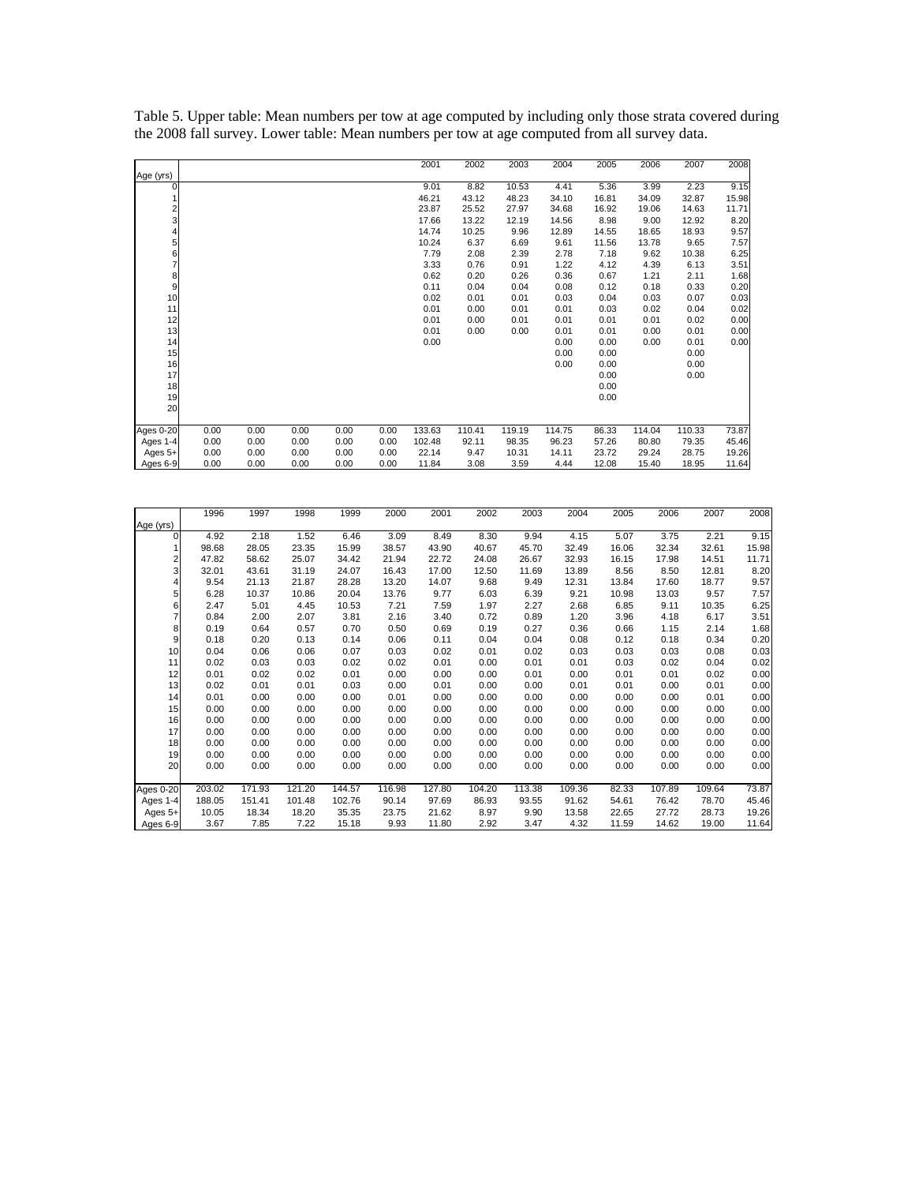Table 5. Upper table: Mean numbers per tow at age computed by including only those strata covered during the 2008 fall survey. Lower table: Mean numbers per tow at age computed from all survey data.

| Age (yrs) | | | | | | 2001 | 2002 | 2003 | 2004 | 2005 | 2006 | 2007 | 2008 |
|---|---|---|---|---|---|---|---|---|---|---|---|---|---|
| 0 | | | | | | 9.01 | 8.82 | 10.53 | 4.41 | 5.36 | 3.99 | 2.23 | 9.15 |
| 1 | | | | | | 46.21 | 43.12 | 48.23 | 34.10 | 16.81 | 34.09 | 32.87 | 15.98 |
| 2 | | | | | | 23.87 | 25.52 | 27.97 | 34.68 | 16.92 | 19.06 | 14.63 | 11.71 |
| 3 | | | | | | 17.66 | 13.22 | 12.19 | 14.56 | 8.98 | 9.00 | 12.92 | 8.20 |
| 4 | | | | | | 14.74 | 10.25 | 9.96 | 12.89 | 14.55 | 18.65 | 18.93 | 9.57 |
| 5 | | | | | | 10.24 | 6.37 | 6.69 | 9.61 | 11.56 | 13.78 | 9.65 | 7.57 |
| 6 | | | | | | 7.79 | 2.08 | 2.39 | 2.78 | 7.18 | 9.62 | 10.38 | 6.25 |
| 7 | | | | | | 3.33 | 0.76 | 0.91 | 1.22 | 4.12 | 4.39 | 6.13 | 3.51 |
| 8 | | | | | | 0.62 | 0.20 | 0.26 | 0.36 | 0.67 | 1.21 | 2.11 | 1.68 |
| 9 | | | | | | 0.11 | 0.04 | 0.04 | 0.08 | 0.12 | 0.18 | 0.33 | 0.20 |
| 10 | | | | | | 0.02 | 0.01 | 0.01 | 0.03 | 0.04 | 0.03 | 0.07 | 0.03 |
| 11 | | | | | | 0.01 | 0.00 | 0.01 | 0.01 | 0.03 | 0.02 | 0.04 | 0.02 |
| 12 | | | | | | 0.01 | 0.00 | 0.01 | 0.01 | 0.01 | 0.01 | 0.02 | 0.00 |
| 13 | | | | | | 0.01 | 0.00 | 0.00 | 0.01 | 0.01 | 0.00 | 0.01 | 0.00 |
| 14 | | | | | | 0.00 | | | 0.00 | 0.00 | 0.00 | 0.01 | 0.00 |
| 15 | | | | | | | | | 0.00 | 0.00 | | 0.00 | |
| 16 | | | | | | | | | 0.00 | 0.00 | | 0.00 | |
| 17 | | | | | | | | | | 0.00 | | 0.00 | |
| 18 | | | | | | | | | | 0.00 | | | |
| 19 | | | | | | | | | | 0.00 | | | |
| 20 | | | | | | | | | | | | | |
| Ages 0-20 | 0.00 | 0.00 | 0.00 | 0.00 | 0.00 | 133.63 | 110.41 | 119.19 | 114.75 | 86.33 | 114.04 | 110.33 | 73.87 |
| Ages 1-4 | 0.00 | 0.00 | 0.00 | 0.00 | 0.00 | 102.48 | 92.11 | 98.35 | 96.23 | 57.26 | 80.80 | 79.35 | 45.46 |
| Ages 5+ | 0.00 | 0.00 | 0.00 | 0.00 | 0.00 | 22.14 | 9.47 | 10.31 | 14.11 | 23.72 | 29.24 | 28.75 | 19.26 |
| Ages 6-9 | 0.00 | 0.00 | 0.00 | 0.00 | 0.00 | 11.84 | 3.08 | 3.59 | 4.44 | 12.08 | 15.40 | 18.95 | 11.64 |

| Age (yrs) | 1996 | 1997 | 1998 | 1999 | 2000 | 2001 | 2002 | 2003 | 2004 | 2005 | 2006 | 2007 | 2008 |
|---|---|---|---|---|---|---|---|---|---|---|---|---|---|
| 0 | 4.92 | 2.18 | 1.52 | 6.46 | 3.09 | 8.49 | 8.30 | 9.94 | 4.15 | 5.07 | 3.75 | 2.21 | 9.15 |
| 1 | 98.68 | 28.05 | 23.35 | 15.99 | 38.57 | 43.90 | 40.67 | 45.70 | 32.49 | 16.06 | 32.34 | 32.61 | 15.98 |
| 2 | 47.82 | 58.62 | 25.07 | 34.42 | 21.94 | 22.72 | 24.08 | 26.67 | 32.93 | 16.15 | 17.98 | 14.51 | 11.71 |
| 3 | 32.01 | 43.61 | 31.19 | 24.07 | 16.43 | 17.00 | 12.50 | 11.69 | 13.89 | 8.56 | 8.50 | 12.81 | 8.20 |
| 4 | 9.54 | 21.13 | 21.87 | 28.28 | 13.20 | 14.07 | 9.68 | 9.49 | 12.31 | 13.84 | 17.60 | 18.77 | 9.57 |
| 5 | 6.28 | 10.37 | 10.86 | 20.04 | 13.76 | 9.77 | 6.03 | 6.39 | 9.21 | 10.98 | 13.03 | 9.57 | 7.57 |
| 6 | 2.47 | 5.01 | 4.45 | 10.53 | 7.21 | 7.59 | 1.97 | 2.27 | 2.68 | 6.85 | 9.11 | 10.35 | 6.25 |
| 7 | 0.84 | 2.00 | 2.07 | 3.81 | 2.16 | 3.40 | 0.72 | 0.89 | 1.20 | 3.96 | 4.18 | 6.17 | 3.51 |
| 8 | 0.19 | 0.64 | 0.57 | 0.70 | 0.50 | 0.69 | 0.19 | 0.27 | 0.36 | 0.66 | 1.15 | 2.14 | 1.68 |
| 9 | 0.18 | 0.20 | 0.13 | 0.14 | 0.06 | 0.11 | 0.04 | 0.04 | 0.08 | 0.12 | 0.18 | 0.34 | 0.20 |
| 10 | 0.04 | 0.06 | 0.06 | 0.07 | 0.03 | 0.02 | 0.01 | 0.02 | 0.03 | 0.03 | 0.03 | 0.08 | 0.03 |
| 11 | 0.02 | 0.03 | 0.03 | 0.02 | 0.02 | 0.01 | 0.00 | 0.01 | 0.01 | 0.03 | 0.02 | 0.04 | 0.02 |
| 12 | 0.01 | 0.02 | 0.02 | 0.01 | 0.00 | 0.00 | 0.00 | 0.01 | 0.00 | 0.01 | 0.01 | 0.02 | 0.00 |
| 13 | 0.02 | 0.01 | 0.01 | 0.03 | 0.00 | 0.01 | 0.00 | 0.00 | 0.01 | 0.01 | 0.00 | 0.01 | 0.00 |
| 14 | 0.01 | 0.00 | 0.00 | 0.00 | 0.01 | 0.00 | 0.00 | 0.00 | 0.00 | 0.00 | 0.00 | 0.01 | 0.00 |
| 15 | 0.00 | 0.00 | 0.00 | 0.00 | 0.00 | 0.00 | 0.00 | 0.00 | 0.00 | 0.00 | 0.00 | 0.00 | 0.00 |
| 16 | 0.00 | 0.00 | 0.00 | 0.00 | 0.00 | 0.00 | 0.00 | 0.00 | 0.00 | 0.00 | 0.00 | 0.00 | 0.00 |
| 17 | 0.00 | 0.00 | 0.00 | 0.00 | 0.00 | 0.00 | 0.00 | 0.00 | 0.00 | 0.00 | 0.00 | 0.00 | 0.00 |
| 18 | 0.00 | 0.00 | 0.00 | 0.00 | 0.00 | 0.00 | 0.00 | 0.00 | 0.00 | 0.00 | 0.00 | 0.00 | 0.00 |
| 19 | 0.00 | 0.00 | 0.00 | 0.00 | 0.00 | 0.00 | 0.00 | 0.00 | 0.00 | 0.00 | 0.00 | 0.00 | 0.00 |
| 20 | 0.00 | 0.00 | 0.00 | 0.00 | 0.00 | 0.00 | 0.00 | 0.00 | 0.00 | 0.00 | 0.00 | 0.00 | 0.00 |
| Ages 0-20 | 203.02 | 171.93 | 121.20 | 144.57 | 116.98 | 127.80 | 104.20 | 113.38 | 109.36 | 82.33 | 107.89 | 109.64 | 73.87 |
| Ages 1-4 | 188.05 | 151.41 | 101.48 | 102.76 | 90.14 | 97.69 | 86.93 | 93.55 | 91.62 | 54.61 | 76.42 | 78.70 | 45.46 |
| Ages 5+ | 10.05 | 18.34 | 18.20 | 35.35 | 23.75 | 21.62 | 8.97 | 9.90 | 13.58 | 22.65 | 27.72 | 28.73 | 19.26 |
| Ages 6-9 | 3.67 | 7.85 | 7.22 | 15.18 | 9.93 | 11.80 | 2.92 | 3.47 | 4.32 | 11.59 | 14.62 | 19.00 | 11.64 |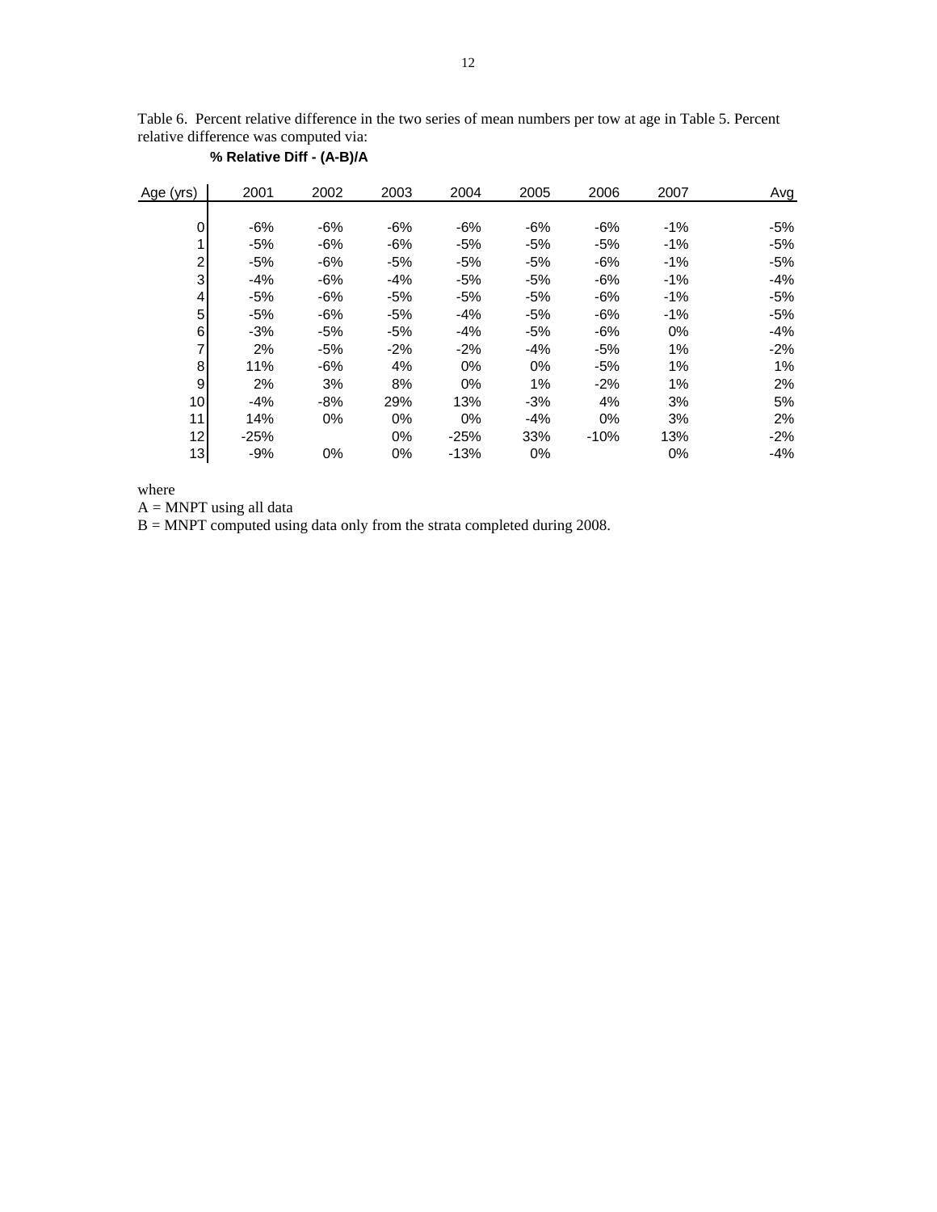Table 6. Percent relative difference in the two series of mean numbers per tow at age in Table 5. Percent relative difference was computed via:

**% Relative Diff - (A-B)/A**

| Age (yrs) | 2001 | 2002 | 2003 | 2004 | 2005 | 2006 | 2007 | Avg |
|---|---|---|---|---|---|---|---|---|
| 0 | -6% | -6% | -6% | -6% | -6% | -6% | -1% | -5% |
| 1 | -5% | -6% | -6% | -5% | -5% | -5% | -1% | -5% |
| 2 | -5% | -6% | -5% | -5% | -5% | -6% | -1% | -5% |
| 3 | -4% | -6% | -4% | -5% | -5% | -6% | -1% | -4% |
| 4 | -5% | -6% | -5% | -5% | -5% | -6% | -1% | -5% |
| 5 | -5% | -6% | -5% | -4% | -5% | -6% | -1% | -5% |
| 6 | -3% | -5% | -5% | -4% | -5% | -6% | 0% | -4% |
| 7 | 2% | -5% | -2% | -2% | -4% | -5% | 1% | -2% |
| 8 | 11% | -6% | 4% | 0% | 0% | -5% | 1% | 1% |
| 9 | 2% | 3% | 8% | 0% | 1% | -2% | 1% | 2% |
| 10 | -4% | -8% | 29% | 13% | -3% | 4% | 3% | 5% |
| 11 | 14% | 0% | 0% | 0% | -4% | 0% | 3% | 2% |
| 12 | -25% | | 0% | -25% | 33% | -10% | 13% | -2% |
| 13 | -9% | 0% | 0% | -13% | 0% | | 0% | -4% |

where

A = MNPT using all data

B = MNPT computed using data only from the strata completed during 2008.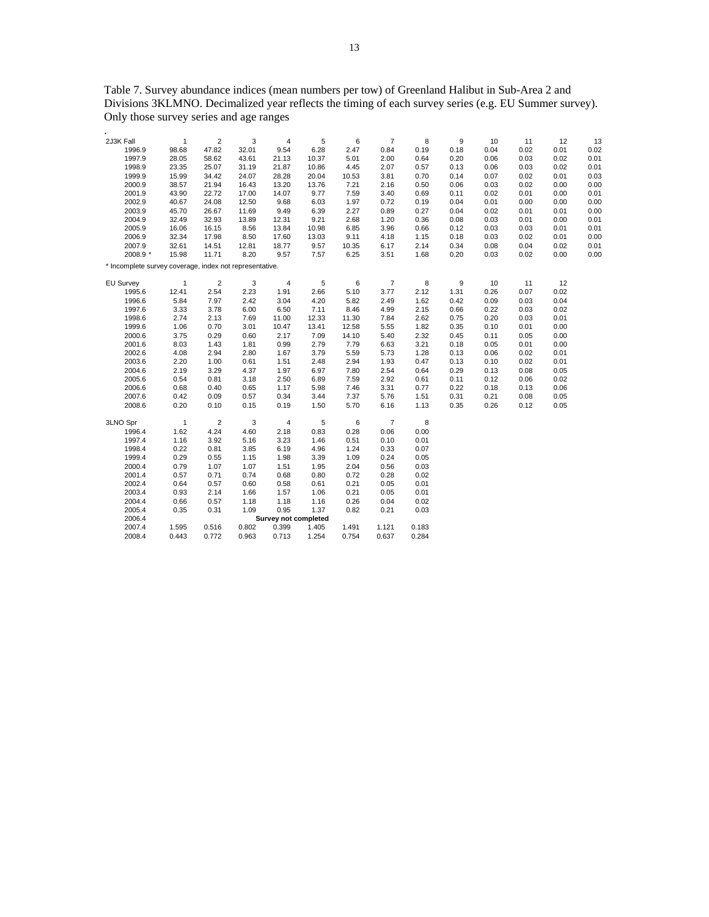Table 7. Survey abundance indices (mean numbers per tow) of Greenland Halibut in Sub-Area 2 and Divisions 3KLMNO. Decimalized year reflects the timing of each survey series (e.g. EU Summer survey). Only those survey series and age ranges

.

| 2J3K Fall | 1 | 2 | 3 | 4 | 5 | 6 | 7 | 8 | 9 | 10 | 11 | 12 | 13 |
|---|---|---|---|---|---|---|---|---|---|---|---|---|---|
| 1996.9 | 98.68 | 47.82 | 32.01 | 9.54 | 6.28 | 2.47 | 0.84 | 0.19 | 0.18 | 0.04 | 0.02 | 0.01 | 0.02 |
| 1997.9 | 28.05 | 58.62 | 43.61 | 21.13 | 10.37 | 5.01 | 2.00 | 0.64 | 0.20 | 0.06 | 0.03 | 0.02 | 0.01 |
| 1998.9 | 23.35 | 25.07 | 31.19 | 21.87 | 10.86 | 4.45 | 2.07 | 0.57 | 0.13 | 0.06 | 0.03 | 0.02 | 0.01 |
| 1999.9 | 15.99 | 34.42 | 24.07 | 28.28 | 20.04 | 10.53 | 3.81 | 0.70 | 0.14 | 0.07 | 0.02 | 0.01 | 0.03 |
| 2000.9 | 38.57 | 21.94 | 16.43 | 13.20 | 13.76 | 7.21 | 2.16 | 0.50 | 0.06 | 0.03 | 0.02 | 0.00 | 0.00 |
| 2001.9 | 43.90 | 22.72 | 17.00 | 14.07 | 9.77 | 7.59 | 3.40 | 0.69 | 0.11 | 0.02 | 0.01 | 0.00 | 0.01 |
| 2002.9 | 40.67 | 24.08 | 12.50 | 9.68 | 6.03 | 1.97 | 0.72 | 0.19 | 0.04 | 0.01 | 0.00 | 0.00 | 0.00 |
| 2003.9 | 45.70 | 26.67 | 11.69 | 9.49 | 6.39 | 2.27 | 0.89 | 0.27 | 0.04 | 0.02 | 0.01 | 0.01 | 0.00 |
| 2004.9 | 32.49 | 32.93 | 13.89 | 12.31 | 9.21 | 2.68 | 1.20 | 0.36 | 0.08 | 0.03 | 0.01 | 0.00 | 0.01 |
| 2005.9 | 16.06 | 16.15 | 8.56 | 13.84 | 10.98 | 6.85 | 3.96 | 0.66 | 0.12 | 0.03 | 0.03 | 0.01 | 0.01 |
| 2006.9 | 32.34 | 17.98 | 8.50 | 17.60 | 13.03 | 9.11 | 4.18 | 1.15 | 0.18 | 0.03 | 0.02 | 0.01 | 0.00 |
| 2007.9 | 32.61 | 14.51 | 12.81 | 18.77 | 9.57 | 10.35 | 6.17 | 2.14 | 0.34 | 0.08 | 0.04 | 0.02 | 0.01 |
| 2008.9 * | 15.98 | 11.71 | 8.20 | 9.57 | 7.57 | 6.25 | 3.51 | 1.68 | 0.20 | 0.03 | 0.02 | 0.00 | 0.00 |

* Incomplete survey coverage, index not representative.

| EU Survey | 1 | 2 | 3 | 4 | 5 | 6 | 7 | 8 | 9 | 10 | 11 | 12 |
|---|---|---|---|---|---|---|---|---|---|---|---|---|
| 1995.6 | 12.41 | 2.54 | 2.23 | 1.91 | 2.66 | 5.10 | 3.77 | 2.12 | 1.31 | 0.26 | 0.07 | 0.02 |
| 1996.6 | 5.84 | 7.97 | 2.42 | 3.04 | 4.20 | 5.82 | 2.49 | 1.62 | 0.42 | 0.09 | 0.03 | 0.04 |
| 1997.6 | 3.33 | 3.78 | 6.00 | 6.50 | 7.11 | 8.46 | 4.99 | 2.15 | 0.66 | 0.22 | 0.03 | 0.02 |
| 1998.6 | 2.74 | 2.13 | 7.69 | 11.00 | 12.33 | 11.30 | 7.84 | 2.62 | 0.75 | 0.20 | 0.03 | 0.01 |
| 1999.6 | 1.06 | 0.70 | 3.01 | 10.47 | 13.41 | 12.58 | 5.55 | 1.82 | 0.35 | 0.10 | 0.01 | 0.00 |
| 2000.6 | 3.75 | 0.29 | 0.60 | 2.17 | 7.09 | 14.10 | 5.40 | 2.32 | 0.45 | 0.11 | 0.05 | 0.00 |
| 2001.6 | 8.03 | 1.43 | 1.81 | 0.99 | 2.79 | 7.79 | 6.63 | 3.21 | 0.18 | 0.05 | 0.01 | 0.00 |
| 2002.6 | 4.08 | 2.94 | 2.80 | 1.67 | 3.79 | 5.59 | 5.73 | 1.28 | 0.13 | 0.06 | 0.02 | 0.01 |
| 2003.6 | 2.20 | 1.00 | 0.61 | 1.51 | 2.48 | 2.94 | 1.93 | 0.47 | 0.13 | 0.10 | 0.02 | 0.01 |
| 2004.6 | 2.19 | 3.29 | 4.37 | 1.97 | 6.97 | 7.80 | 2.54 | 0.64 | 0.29 | 0.13 | 0.08 | 0.05 |
| 2005.6 | 0.54 | 0.81 | 3.18 | 2.50 | 6.89 | 7.59 | 2.92 | 0.61 | 0.11 | 0.12 | 0.06 | 0.02 |
| 2006.6 | 0.68 | 0.40 | 0.65 | 1.17 | 5.98 | 7.46 | 3.31 | 0.77 | 0.22 | 0.18 | 0.13 | 0.06 |
| 2007.6 | 0.42 | 0.09 | 0.57 | 0.34 | 3.44 | 7.37 | 5.76 | 1.51 | 0.31 | 0.21 | 0.08 | 0.05 |
| 2008.6 | 0.20 | 0.10 | 0.15 | 0.19 | 1.50 | 5.70 | 6.16 | 1.13 | 0.35 | 0.26 | 0.12 | 0.05 |

| 3LNO Spr | 1 | 2 | 3 | 4 | 5 | 6 | 7 | 8 |
|---|---|---|---|---|---|---|---|---|
| 1996.4 | 1.62 | 4.24 | 4.60 | 2.18 | 0.83 | 0.28 | 0.06 | 0.00 |
| 1997.4 | 1.16 | 3.92 | 5.16 | 3.23 | 1.46 | 0.51 | 0.10 | 0.01 |
| 1998.4 | 0.22 | 0.81 | 3.85 | 6.19 | 4.96 | 1.24 | 0.33 | 0.07 |
| 1999.4 | 0.29 | 0.55 | 1.15 | 1.98 | 3.39 | 1.09 | 0.24 | 0.05 |
| 2000.4 | 0.79 | 1.07 | 1.07 | 1.51 | 1.95 | 2.04 | 0.56 | 0.03 |
| 2001.4 | 0.57 | 0.71 | 0.74 | 0.68 | 0.80 | 0.72 | 0.28 | 0.02 |
| 2002.4 | 0.64 | 0.57 | 0.60 | 0.58 | 0.61 | 0.21 | 0.05 | 0.01 |
| 2003.4 | 0.93 | 2.14 | 1.66 | 1.57 | 1.06 | 0.21 | 0.05 | 0.01 |
| 2004.4 | 0.66 | 0.57 | 1.18 | 1.18 | 1.16 | 0.26 | 0.04 | 0.02 |
| 2005.4 | 0.35 | 0.31 | 1.09 | 0.95 | 1.37 | 0.82 | 0.21 | 0.03 |
| 2006.4 | | | | **Survey not completed** | | | | |
| 2007.4 | 1.595 | 0.516 | 0.802 | 0.399 | 1.405 | 1.491 | 1.121 | 0.183 |
| 2008.4 | 0.443 | 0.772 | 0.963 | 0.713 | 1.254 | 0.754 | 0.637 | 0.284 |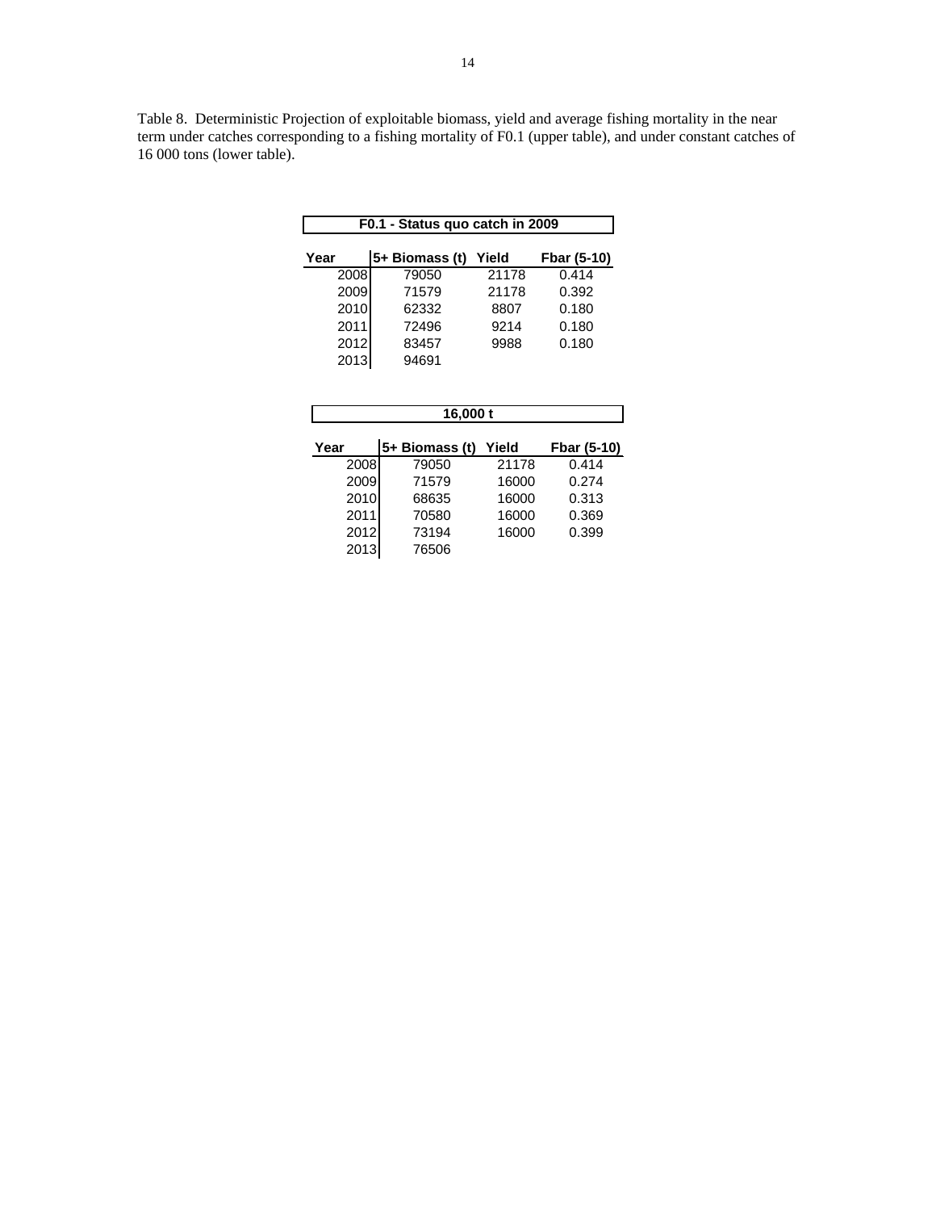Table 8. Deterministic Projection of exploitable biomass, yield and average fishing mortality in the near term under catches corresponding to a fishing mortality of F0.1 (upper table), and under constant catches of 16 000 tons (lower table).

**F0.1 - Status quo catch in 2009**

| Year | 5+ Biomass (t) | Yield | Fbar (5-10) |
|---|---|---|---|
| 2008 | 79050 | 21178 | 0.414 |
| 2009 | 71579 | 21178 | 0.392 |
| 2010 | 62332 | 8807 | 0.180 |
| 2011 | 72496 | 9214 | 0.180 |
| 2012 | 83457 | 9988 | 0.180 |
| 2013 | 94691 | | |

**16,000 t**

| Year | 5+ Biomass (t) | Yield | Fbar (5-10) |
|---|---|---|---|
| 2008 | 79050 | 21178 | 0.414 |
| 2009 | 71579 | 16000 | 0.274 |
| 2010 | 68635 | 16000 | 0.313 |
| 2011 | 70580 | 16000 | 0.369 |
| 2012 | 73194 | 16000 | 0.399 |
| 2013 | 76506 | | |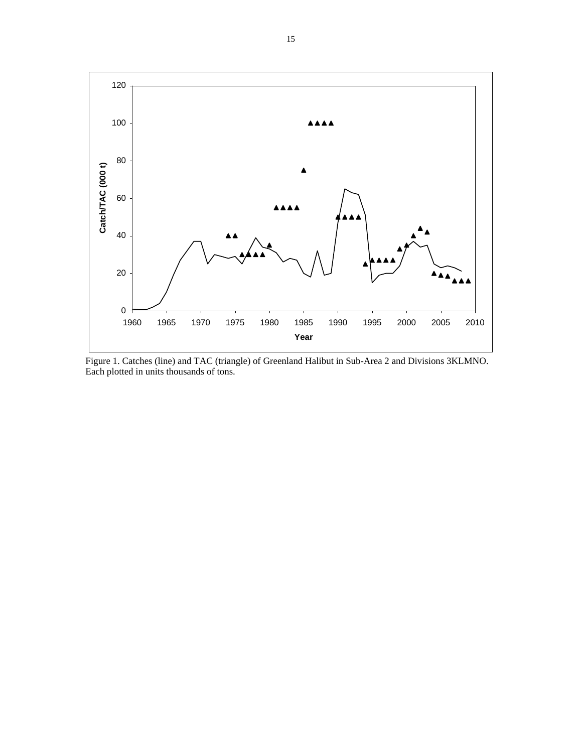Figure 1. Catches (line) and TAC (triangle) of Greenland Halibut in Sub-Area 2 and Divisions 3KLMNO. Each plotted in units thousands of tons.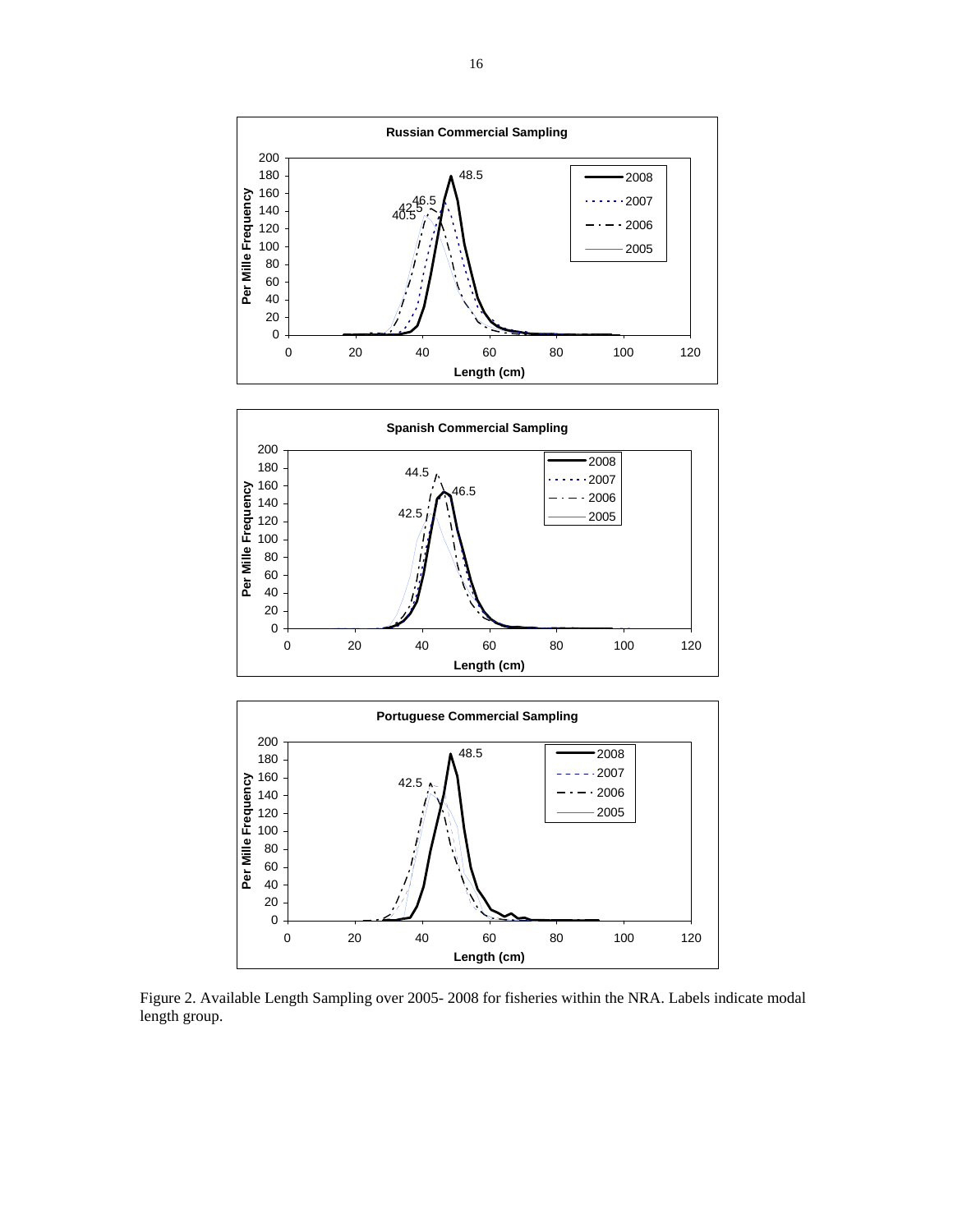Figure 2. Available Length Sampling over 2005- 2008 for fisheries within the NRA. Labels indicate modal length group.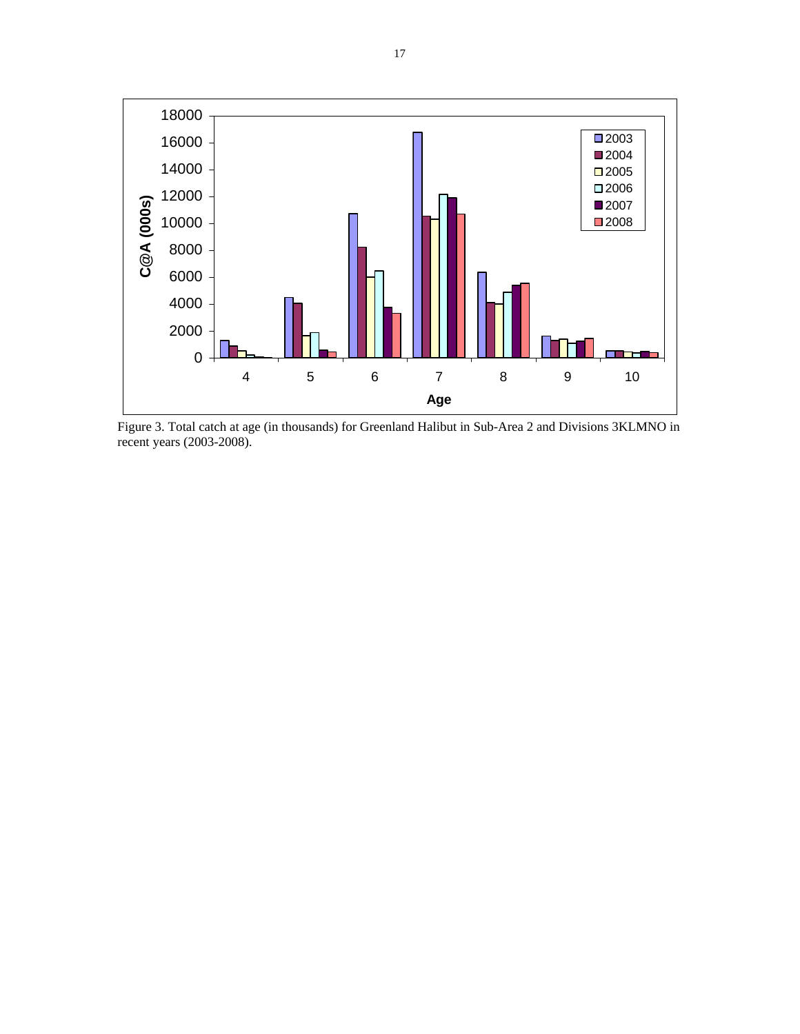Figure 3. Total catch at age (in thousands) for Greenland Halibut in Sub-Area 2 and Divisions 3KLMNO in recent years (2003-2008).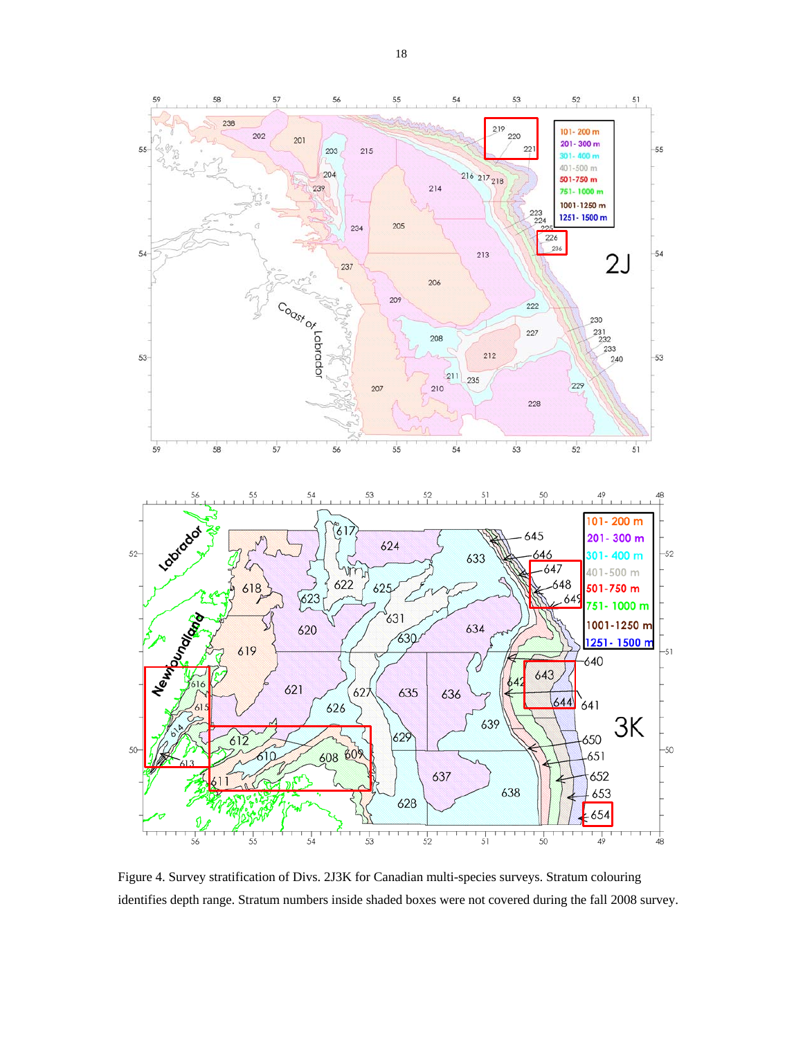Figure 4. Survey stratification of Divs. 2J3K for Canadian multi-species surveys. Stratum colouring identifies depth range. Stratum numbers inside shaded boxes were not covered during the fall 2008 survey.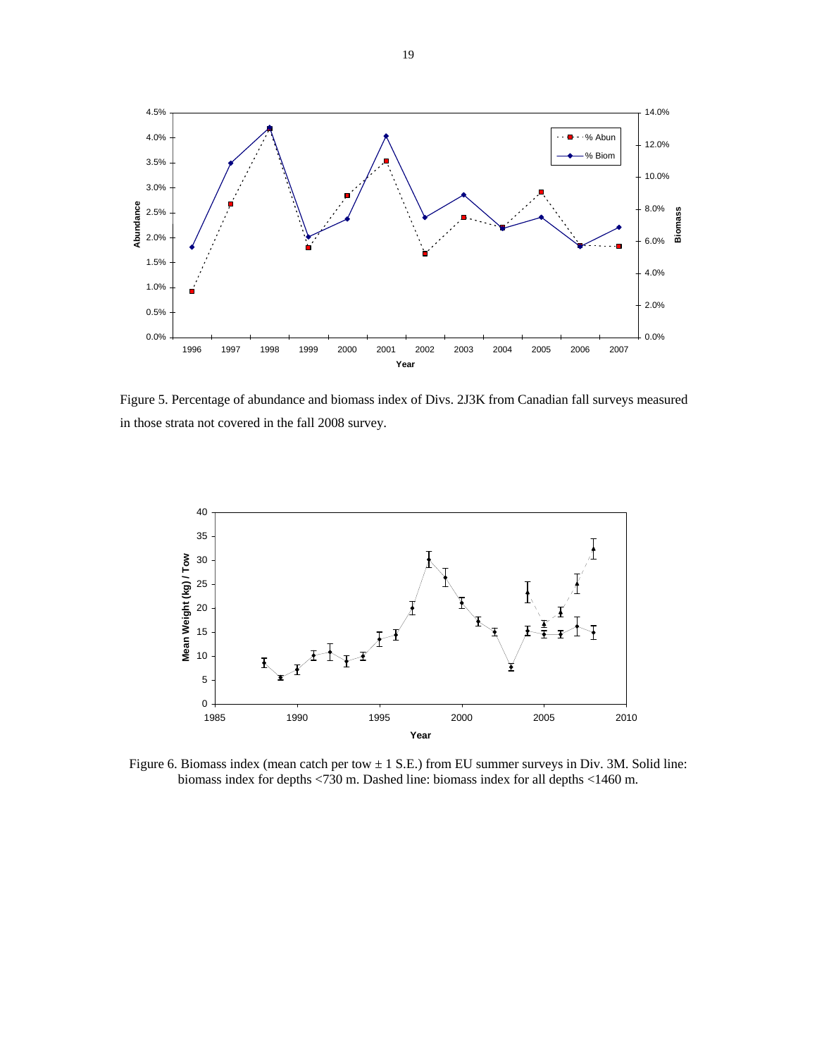Figure 5. Percentage of abundance and biomass index of Divs. 2J3K from Canadian fall surveys measured in those strata not covered in the fall 2008 survey.

Figure 6. Biomass index (mean catch per tow ± 1 S.E.) from EU summer surveys in Div. 3M. Solid line: biomass index for depths <730 m. Dashed line: biomass index for all depths <1460 m.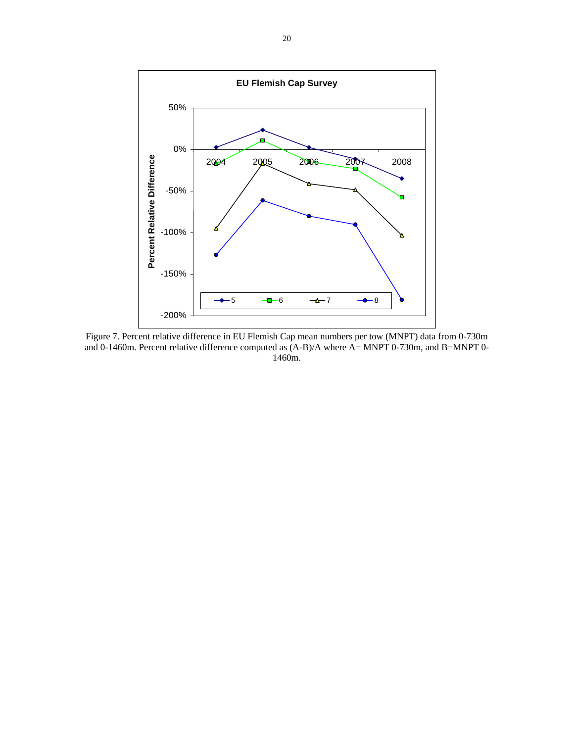Figure 7. Percent relative difference in EU Flemish Cap mean numbers per tow (MNPT) data from 0-730m and 0-1460m. Percent relative difference computed as (A-B)/A where A= MNPT 0-730m, and B=MNPT 0-1460m.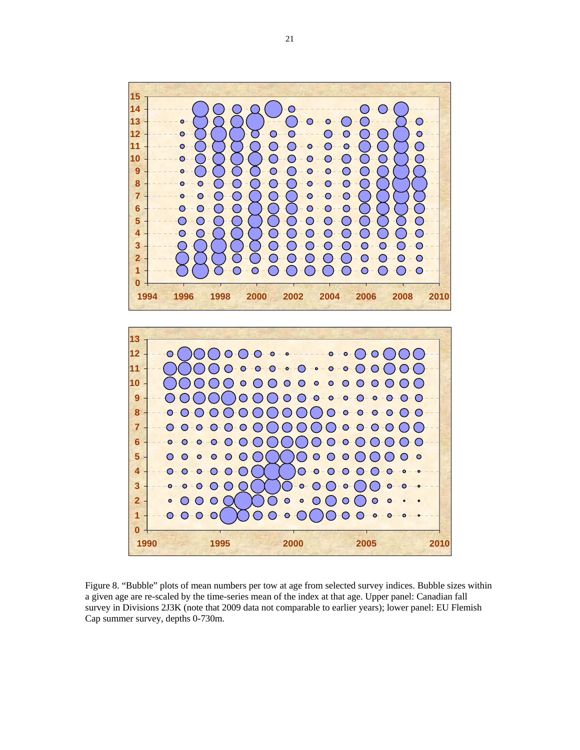Figure 8. "Bubble" plots of mean numbers per tow at age from selected survey indices. Bubble sizes within a given age are re-scaled by the time-series mean of the index at that age. Upper panel: Canadian fall survey in Divisions 2J3K (note that 2009 data not comparable to earlier years); lower panel: EU Flemish Cap summer survey, depths 0-730m.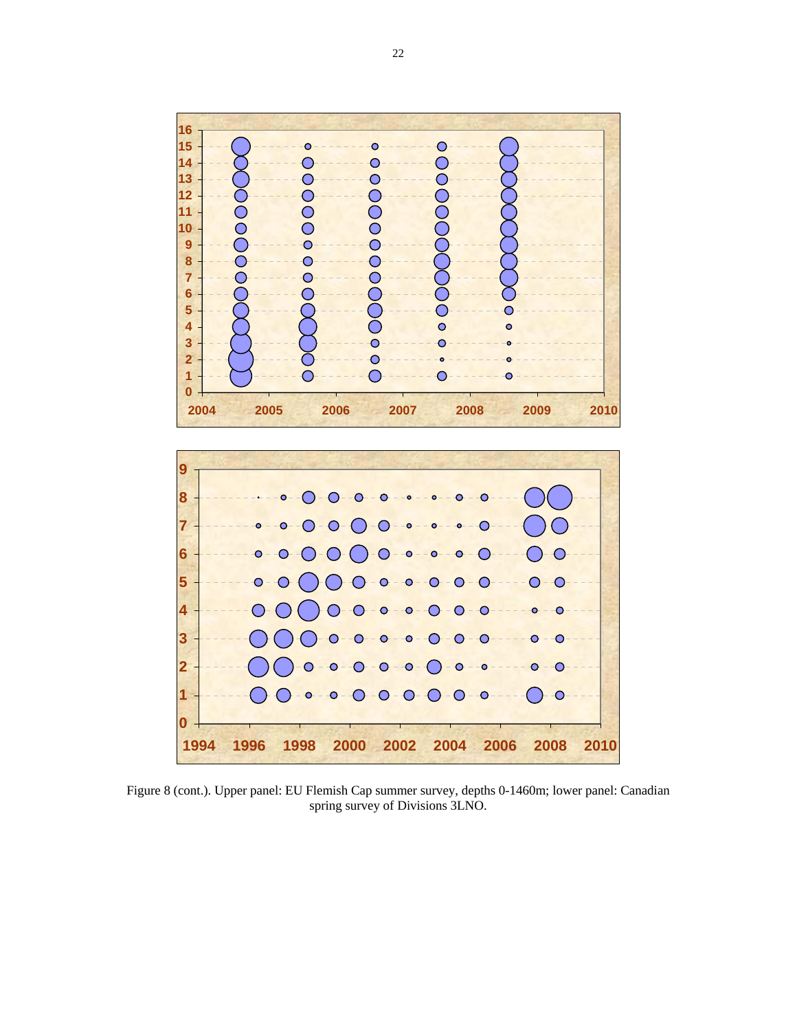Figure 8 (cont.). Upper panel: EU Flemish Cap summer survey, depths 0-1460m; lower panel: Canadian spring survey of Divisions 3LNO.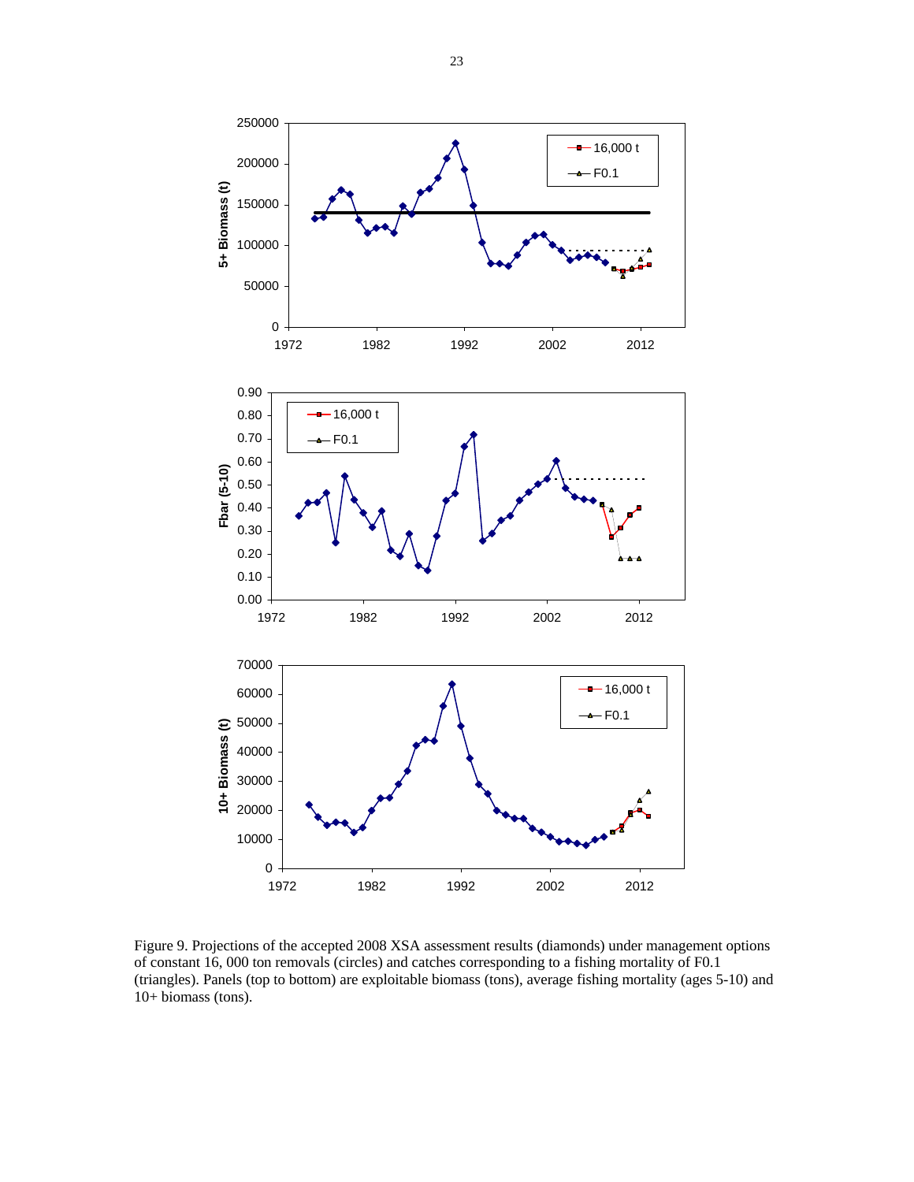250000
200000
150000
100000
50000
0
5+ Biomass (t)
1972
1982
1992
2002
2012
16,000 t
F0.1

0.90
0.80
0.70
0.60
0.50
0.40
0.30
0.20
0.10
0.00
Fbar (5-10)
1972
1982
1992
2002
2012
16,000 t
F0.1

70000
60000
50000
40000
30000
20000
10000
0
10+ Biomass (t)
1972
1982
1992
2002
2012
16,000 t
F0.1

Figure 9. Projections of the accepted 2008 XSA assessment results (diamonds) under management options of constant 16, 000 ton removals (circles) and catches corresponding to a fishing mortality of F0.1 (triangles). Panels (top to bottom) are exploitable biomass (tons), average fishing mortality (ages 5-10) and 10+ biomass (tons).